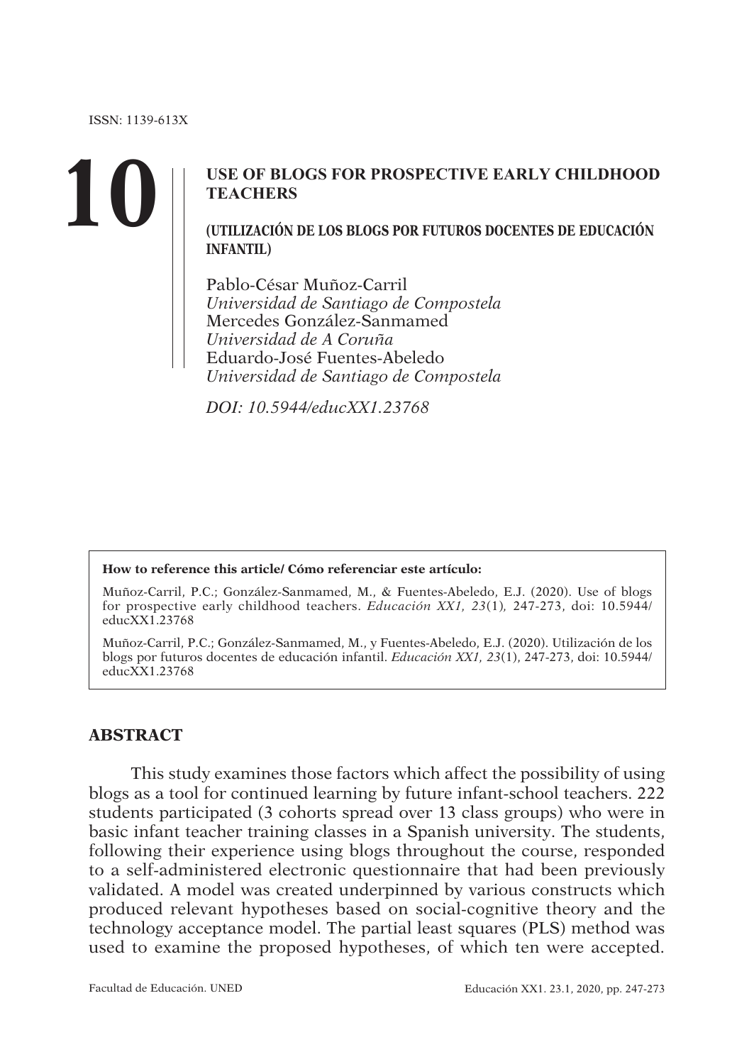ISSN: 1139-613X

# 10

## USE OF BLOGS FOR PROSPECTIVE EARLY CHILDHOOD TEACHERS

### (UTILIZACIÓN DE LOS BLOGS POR FUTUROS DOCENTES DE EDUCACIÓN INFANTIL)

Pablo-César Muñoz-Carril
*Universidad de Santiago de Compostela*
Mercedes González-Sanmamed
*Universidad de A Coruña*
Eduardo-José Fuentes-Abeledo
*Universidad de Santiago de Compostela*

*DOI: 10.5944/educXX1.23768*

**How to reference this article/ Cómo referenciar este artículo:**

Muñoz-Carril, P.C.; González-Sanmamed, M., & Fuentes-Abeledo, E.J. (2020). Use of blogs for prospective early childhood teachers. *Educación XX1, 23*(1), 247-273, doi: 10.5944/educXX1.23768

Muñoz-Carril, P.C.; González-Sanmamed, M., y Fuentes-Abeledo, E.J. (2020). Utilización de los blogs por futuros docentes de educación infantil. *Educación XX1, 23*(1), 247-273, doi: 10.5944/educXX1.23768

## ABSTRACT

This study examines those factors which affect the possibility of using blogs as a tool for continued learning by future infant-school teachers. 222 students participated (3 cohorts spread over 13 class groups) who were in basic infant teacher training classes in a Spanish university. The students, following their experience using blogs throughout the course, responded to a self-administered electronic questionnaire that had been previously validated. A model was created underpinned by various constructs which produced relevant hypotheses based on social-cognitive theory and the technology acceptance model. The partial least squares (PLS) method was used to examine the proposed hypotheses, of which ten were accepted.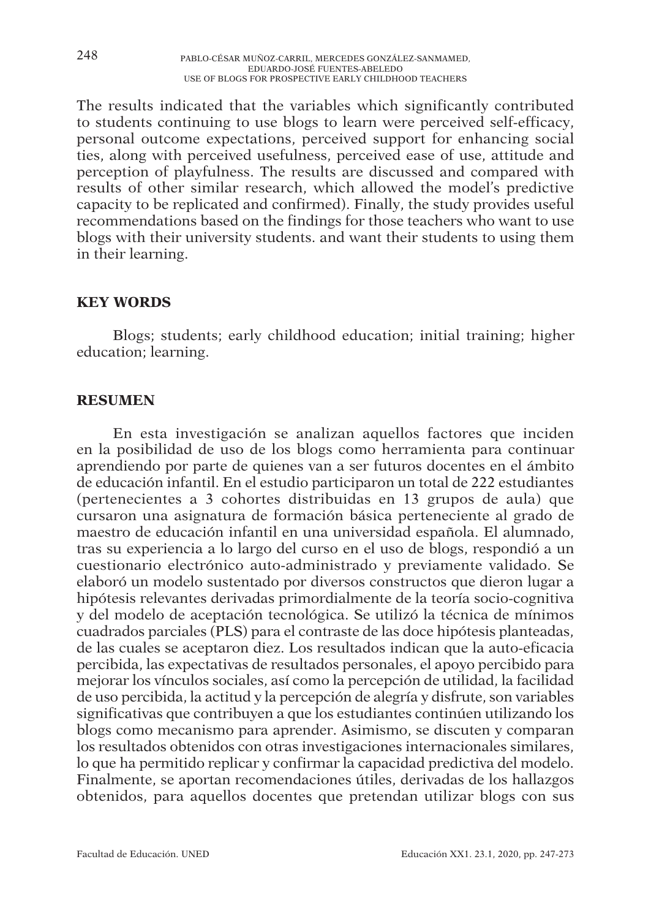The results indicated that the variables which significantly contributed to students continuing to use blogs to learn were perceived self-efficacy, personal outcome expectations, perceived support for enhancing social ties, along with perceived usefulness, perceived ease of use, attitude and perception of playfulness. The results are discussed and compared with results of other similar research, which allowed the model's predictive capacity to be replicated and confirmed). Finally, the study provides useful recommendations based on the findings for those teachers who want to use blogs with their university students. and want their students to using them in their learning.

## KEY WORDS

Blogs; students; early childhood education; initial training; higher education; learning.

## RESUMEN

En esta investigación se analizan aquellos factores que inciden en la posibilidad de uso de los blogs como herramienta para continuar aprendiendo por parte de quienes van a ser futuros docentes en el ámbito de educación infantil. En el estudio participaron un total de 222 estudiantes (pertenecientes a 3 cohortes distribuidas en 13 grupos de aula) que cursaron una asignatura de formación básica perteneciente al grado de maestro de educación infantil en una universidad española. El alumnado, tras su experiencia a lo largo del curso en el uso de blogs, respondió a un cuestionario electrónico auto-administrado y previamente validado. Se elaboró un modelo sustentado por diversos constructos que dieron lugar a hipótesis relevantes derivadas primordialmente de la teoría socio-cognitiva y del modelo de aceptación tecnológica. Se utilizó la técnica de mínimos cuadrados parciales (PLS) para el contraste de las doce hipótesis planteadas, de las cuales se aceptaron diez. Los resultados indican que la auto-eficacia percibida, las expectativas de resultados personales, el apoyo percibido para mejorar los vínculos sociales, así como la percepción de utilidad, la facilidad de uso percibida, la actitud y la percepción de alegría y disfrute, son variables significativas que contribuyen a que los estudiantes continúen utilizando los blogs como mecanismo para aprender. Asimismo, se discuten y comparan los resultados obtenidos con otras investigaciones internacionales similares, lo que ha permitido replicar y confirmar la capacidad predictiva del modelo. Finalmente, se aportan recomendaciones útiles, derivadas de los hallazgos obtenidos, para aquellos docentes que pretendan utilizar blogs con sus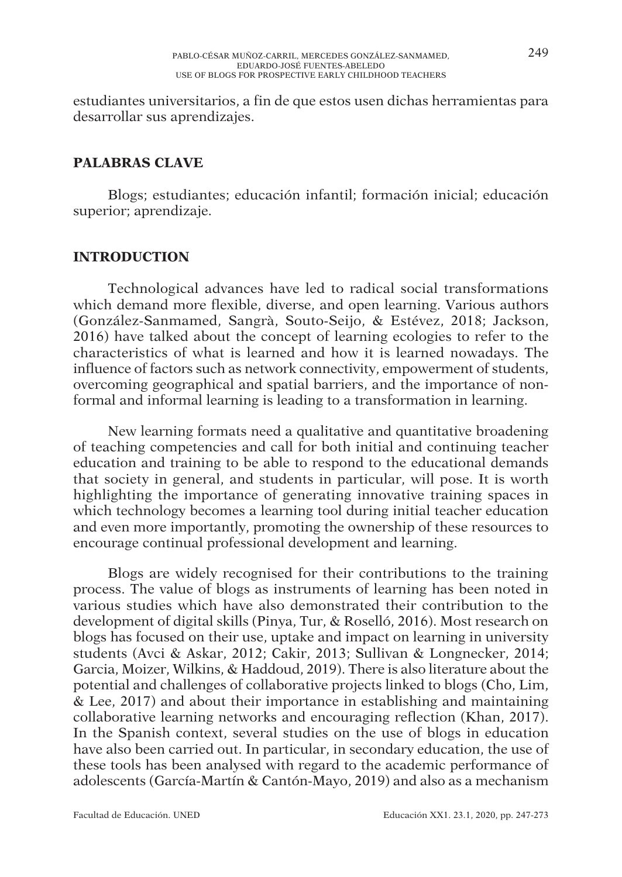estudiantes universitarios, a fin de que estos usen dichas herramientas para desarrollar sus aprendizajes.

## PALABRAS CLAVE

Blogs; estudiantes; educación infantil; formación inicial; educación superior; aprendizaje.

## INTRODUCTION

Technological advances have led to radical social transformations which demand more flexible, diverse, and open learning. Various authors (González-Sanmamed, Sangrà, Souto-Seijo, & Estévez, 2018; Jackson, 2016) have talked about the concept of learning ecologies to refer to the characteristics of what is learned and how it is learned nowadays. The influence of factors such as network connectivity, empowerment of students, overcoming geographical and spatial barriers, and the importance of non-formal and informal learning is leading to a transformation in learning.

New learning formats need a qualitative and quantitative broadening of teaching competencies and call for both initial and continuing teacher education and training to be able to respond to the educational demands that society in general, and students in particular, will pose. It is worth highlighting the importance of generating innovative training spaces in which technology becomes a learning tool during initial teacher education and even more importantly, promoting the ownership of these resources to encourage continual professional development and learning.

Blogs are widely recognised for their contributions to the training process. The value of blogs as instruments of learning has been noted in various studies which have also demonstrated their contribution to the development of digital skills (Pinya, Tur, & Roselló, 2016). Most research on blogs has focused on their use, uptake and impact on learning in university students (Avci & Askar, 2012; Cakir, 2013; Sullivan & Longnecker, 2014; Garcia, Moizer, Wilkins, & Haddoud, 2019). There is also literature about the potential and challenges of collaborative projects linked to blogs (Cho, Lim, & Lee, 2017) and about their importance in establishing and maintaining collaborative learning networks and encouraging reflection (Khan, 2017). In the Spanish context, several studies on the use of blogs in education have also been carried out. In particular, in secondary education, the use of these tools has been analysed with regard to the academic performance of adolescents (García-Martín & Cantón-Mayo, 2019) and also as a mechanism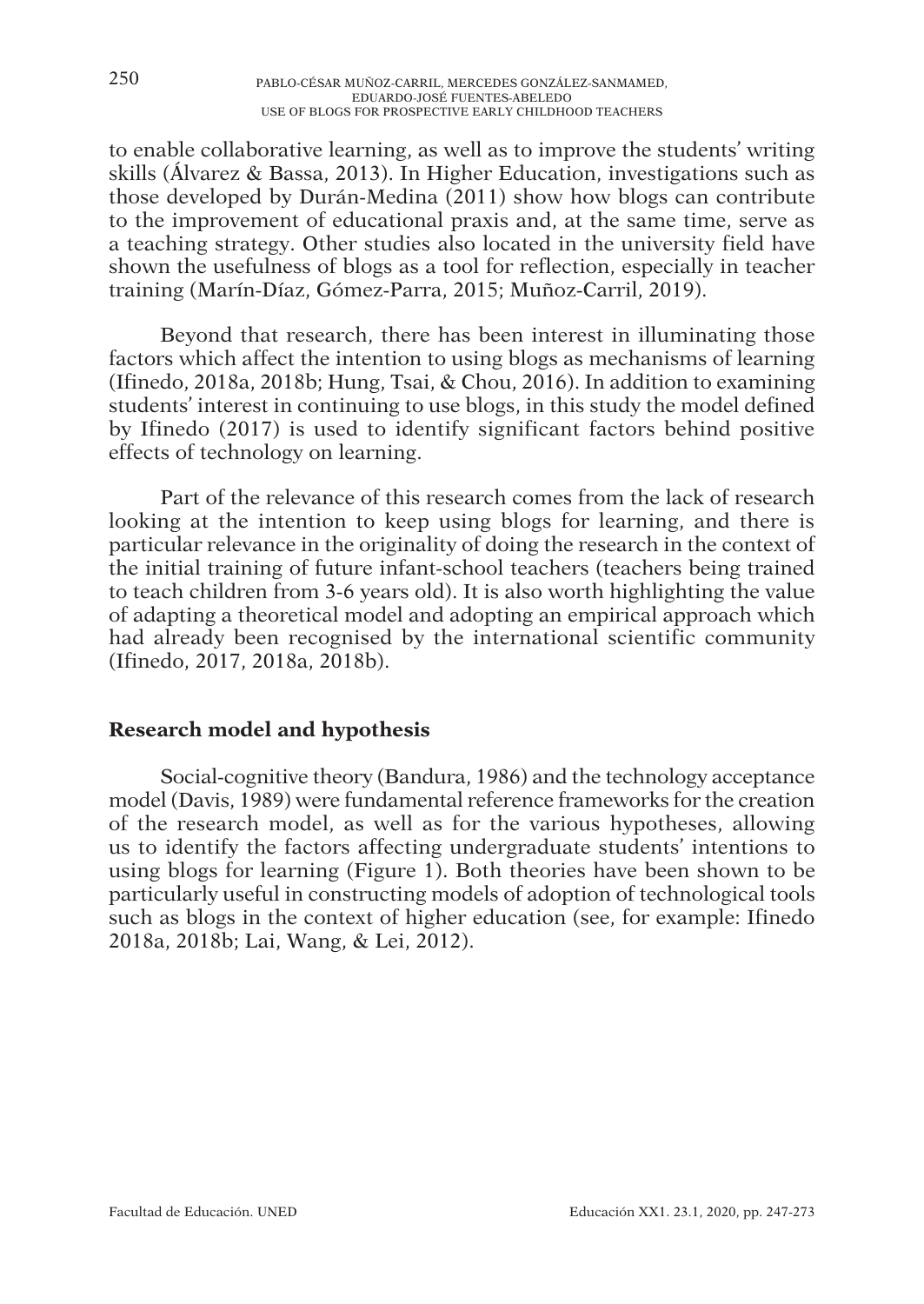to enable collaborative learning, as well as to improve the students' writing skills (Álvarez & Bassa, 2013). In Higher Education, investigations such as those developed by Durán-Medina (2011) show how blogs can contribute to the improvement of educational praxis and, at the same time, serve as a teaching strategy. Other studies also located in the university field have shown the usefulness of blogs as a tool for reflection, especially in teacher training (Marín-Díaz, Gómez-Parra, 2015; Muñoz-Carril, 2019).

Beyond that research, there has been interest in illuminating those factors which affect the intention to using blogs as mechanisms of learning (Ifinedo, 2018a, 2018b; Hung, Tsai, & Chou, 2016). In addition to examining students' interest in continuing to use blogs, in this study the model defined by Ifinedo (2017) is used to identify significant factors behind positive effects of technology on learning.

Part of the relevance of this research comes from the lack of research looking at the intention to keep using blogs for learning, and there is particular relevance in the originality of doing the research in the context of the initial training of future infant-school teachers (teachers being trained to teach children from 3-6 years old). It is also worth highlighting the value of adapting a theoretical model and adopting an empirical approach which had already been recognised by the international scientific community (Ifinedo, 2017, 2018a, 2018b).

## Research model and hypothesis

Social-cognitive theory (Bandura, 1986) and the technology acceptance model (Davis, 1989) were fundamental reference frameworks for the creation of the research model, as well as for the various hypotheses, allowing us to identify the factors affecting undergraduate students' intentions to using blogs for learning (Figure 1). Both theories have been shown to be particularly useful in constructing models of adoption of technological tools such as blogs in the context of higher education (see, for example: Ifinedo 2018a, 2018b; Lai, Wang, & Lei, 2012).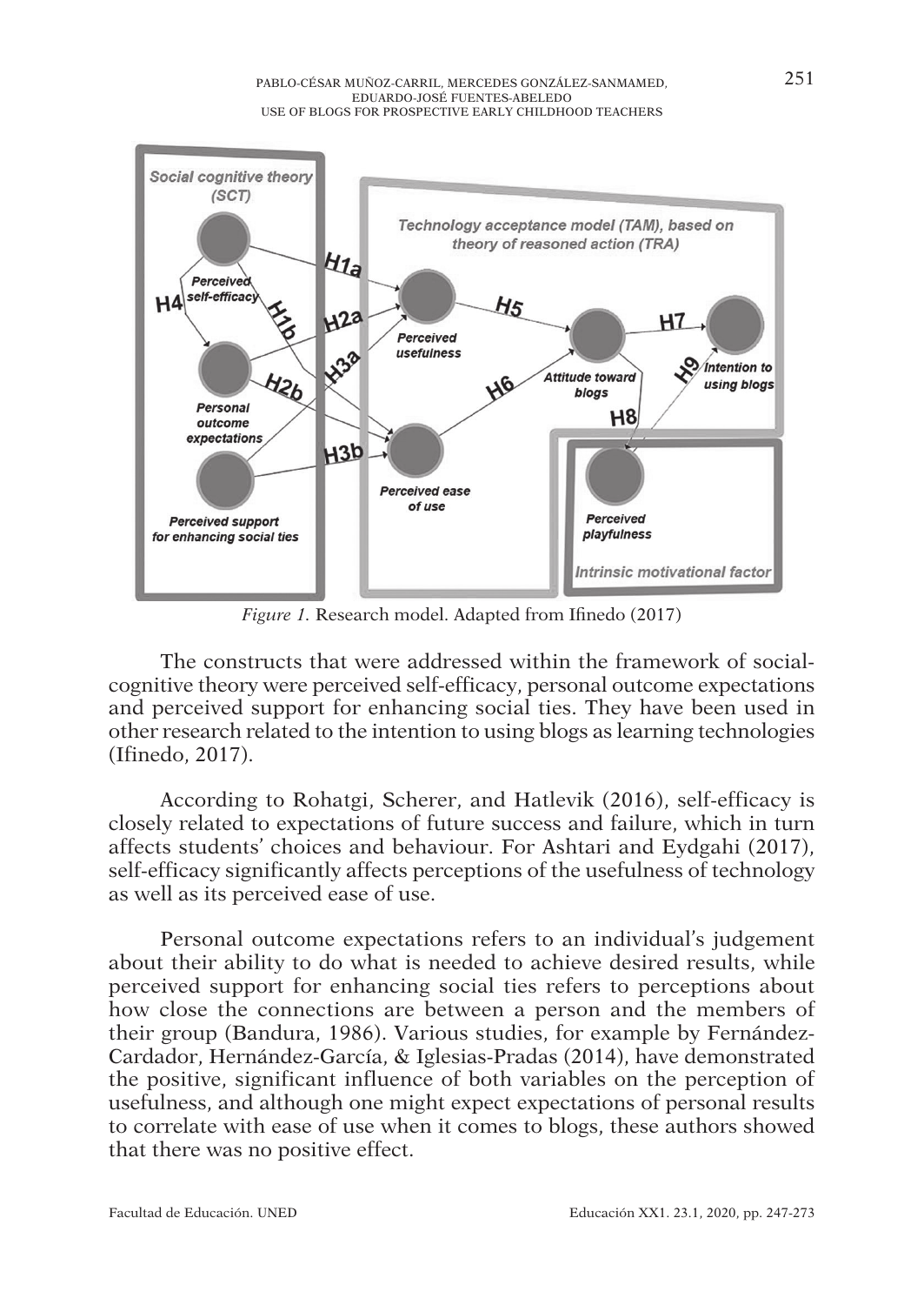*Figure 1.* Research model. Adapted from Ifinedo (2017)

The constructs that were addressed within the framework of social-cognitive theory were perceived self-efficacy, personal outcome expectations and perceived support for enhancing social ties. They have been used in other research related to the intention to using blogs as learning technologies (Ifinedo, 2017).

According to Rohatgi, Scherer, and Hatlevik (2016), self-efficacy is closely related to expectations of future success and failure, which in turn affects students' choices and behaviour. For Ashtari and Eydgahi (2017), self-efficacy significantly affects perceptions of the usefulness of technology as well as its perceived ease of use.

Personal outcome expectations refers to an individual's judgement about their ability to do what is needed to achieve desired results, while perceived support for enhancing social ties refers to perceptions about how close the connections are between a person and the members of their group (Bandura, 1986). Various studies, for example by Fernández-Cardador, Hernández-García, & Iglesias-Pradas (2014), have demonstrated the positive, significant influence of both variables on the perception of usefulness, and although one might expect expectations of personal results to correlate with ease of use when it comes to blogs, these authors showed that there was no positive effect.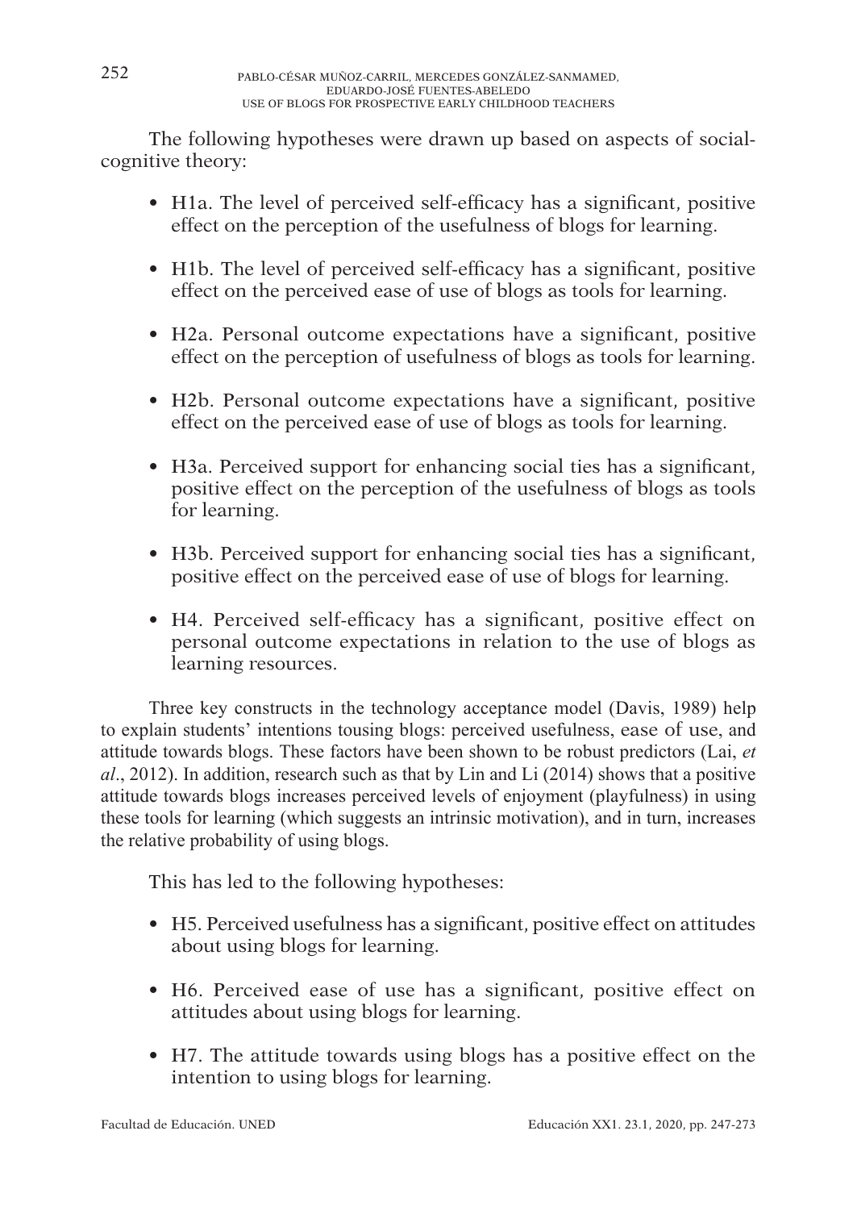The following hypotheses were drawn up based on aspects of social-cognitive theory:

- H1a. The level of perceived self-efficacy has a significant, positive effect on the perception of the usefulness of blogs for learning.
- H1b. The level of perceived self-efficacy has a significant, positive effect on the perceived ease of use of blogs as tools for learning.
- H2a. Personal outcome expectations have a significant, positive effect on the perception of usefulness of blogs as tools for learning.
- H2b. Personal outcome expectations have a significant, positive effect on the perceived ease of use of blogs as tools for learning.
- H3a. Perceived support for enhancing social ties has a significant, positive effect on the perception of the usefulness of blogs as tools for learning.
- H3b. Perceived support for enhancing social ties has a significant, positive effect on the perceived ease of use of blogs for learning.
- H4. Perceived self-efficacy has a significant, positive effect on personal outcome expectations in relation to the use of blogs as learning resources.

Three key constructs in the technology acceptance model (Davis, 1989) help to explain students' intentions tousing blogs: perceived usefulness, ease of use, and attitude towards blogs. These factors have been shown to be robust predictors (Lai, *et al*., 2012). In addition, research such as that by Lin and Li (2014) shows that a positive attitude towards blogs increases perceived levels of enjoyment (playfulness) in using these tools for learning (which suggests an intrinsic motivation), and in turn, increases the relative probability of using blogs.

This has led to the following hypotheses:

- H5. Perceived usefulness has a significant, positive effect on attitudes about using blogs for learning.
- H6. Perceived ease of use has a significant, positive effect on attitudes about using blogs for learning.
- H7. The attitude towards using blogs has a positive effect on the intention to using blogs for learning.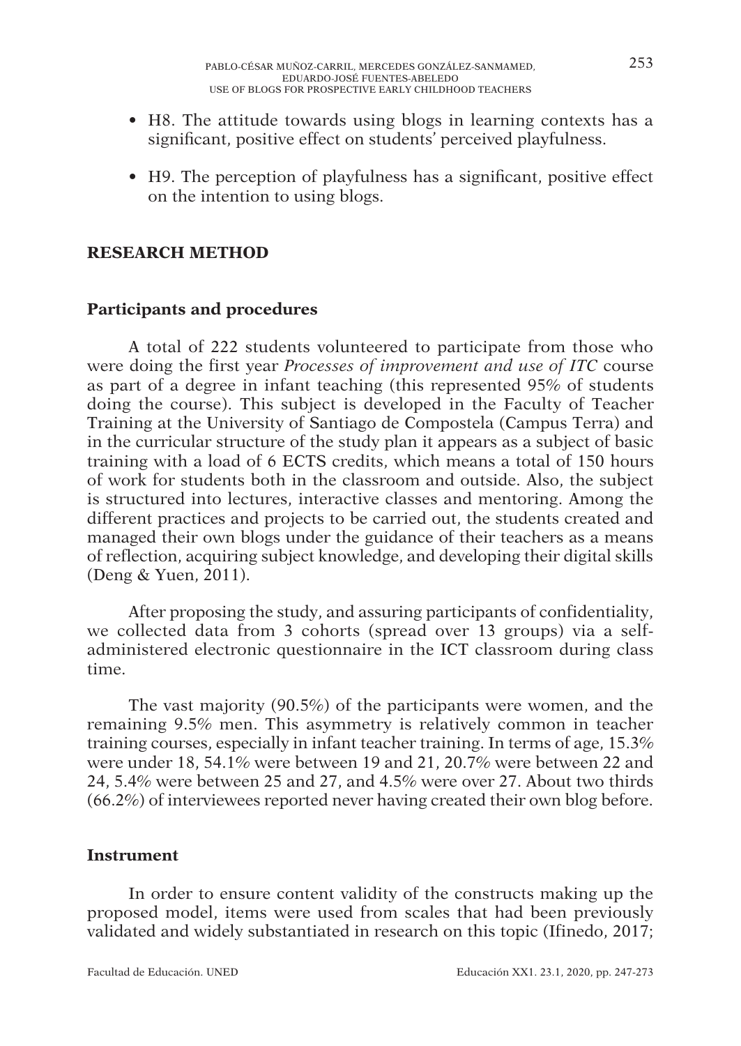- H8. The attitude towards using blogs in learning contexts has a significant, positive effect on students' perceived playfulness.
- H9. The perception of playfulness has a significant, positive effect on the intention to using blogs.

## RESEARCH METHOD

### Participants and procedures

A total of 222 students volunteered to participate from those who were doing the first year *Processes of improvement and use of ITC* course as part of a degree in infant teaching (this represented 95% of students doing the course). This subject is developed in the Faculty of Teacher Training at the University of Santiago de Compostela (Campus Terra) and in the curricular structure of the study plan it appears as a subject of basic training with a load of 6 ECTS credits, which means a total of 150 hours of work for students both in the classroom and outside. Also, the subject is structured into lectures, interactive classes and mentoring. Among the different practices and projects to be carried out, the students created and managed their own blogs under the guidance of their teachers as a means of reflection, acquiring subject knowledge, and developing their digital skills (Deng & Yuen, 2011).

After proposing the study, and assuring participants of confidentiality, we collected data from 3 cohorts (spread over 13 groups) via a self-administered electronic questionnaire in the ICT classroom during class time.

The vast majority (90.5%) of the participants were women, and the remaining 9.5% men. This asymmetry is relatively common in teacher training courses, especially in infant teacher training. In terms of age, 15.3% were under 18, 54.1% were between 19 and 21, 20.7% were between 22 and 24, 5.4% were between 25 and 27, and 4.5% were over 27. About two thirds (66.2%) of interviewees reported never having created their own blog before.

### Instrument

In order to ensure content validity of the constructs making up the proposed model, items were used from scales that had been previously validated and widely substantiated in research on this topic (Ifinedo, 2017;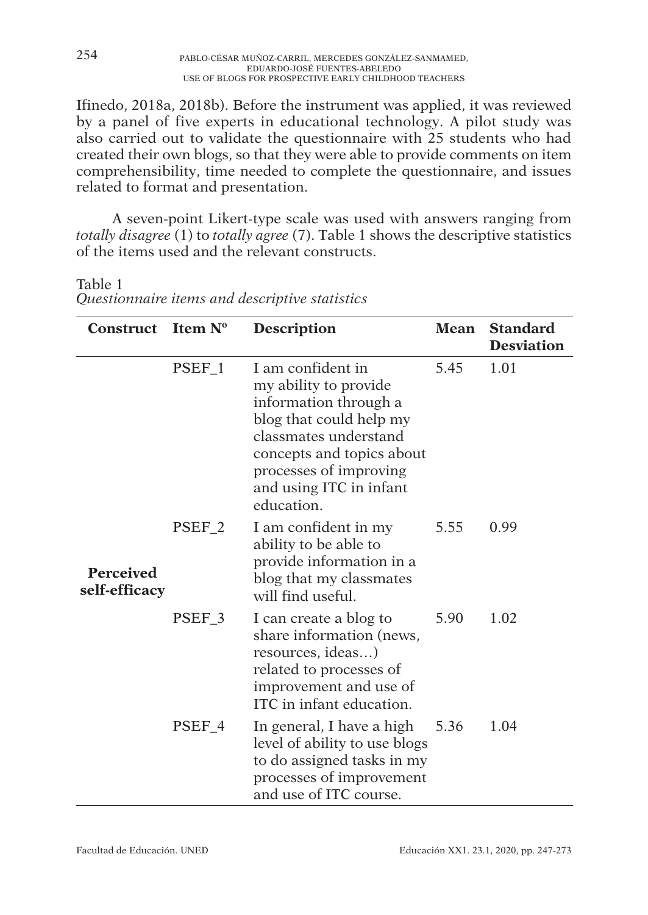Ifinedo, 2018a, 2018b). Before the instrument was applied, it was reviewed by a panel of five experts in educational technology. A pilot study was also carried out to validate the questionnaire with 25 students who had created their own blogs, so that they were able to provide comments on item comprehensibility, time needed to complete the questionnaire, and issues related to format and presentation.

A seven-point Likert-type scale was used with answers ranging from *totally disagree* (1) to *totally agree* (7). Table 1 shows the descriptive statistics of the items used and the relevant constructs.

Table 1
*Questionnaire items and descriptive statistics*

| Construct | Item Nº | Description | Mean | Standard Desviation |
|---|---|---|---|---|
| **Perceived self-efficacy** | PSEF_1 | I am confident in my ability to provide information through a blog that could help my classmates understand concepts and topics about processes of improving and using ITC in infant education. | 5.45 | 1.01 |
| | PSEF_2 | I am confident in my ability to be able to provide information in a blog that my classmates will find useful. | 5.55 | 0.99 |
| | PSEF_3 | I can create a blog to share information (news, resources, ideas…) related to processes of improvement and use of ITC in infant education. | 5.90 | 1.02 |
| | PSEF_4 | In general, I have a high level of ability to use blogs to do assigned tasks in my processes of improvement and use of ITC course. | 5.36 | 1.04 |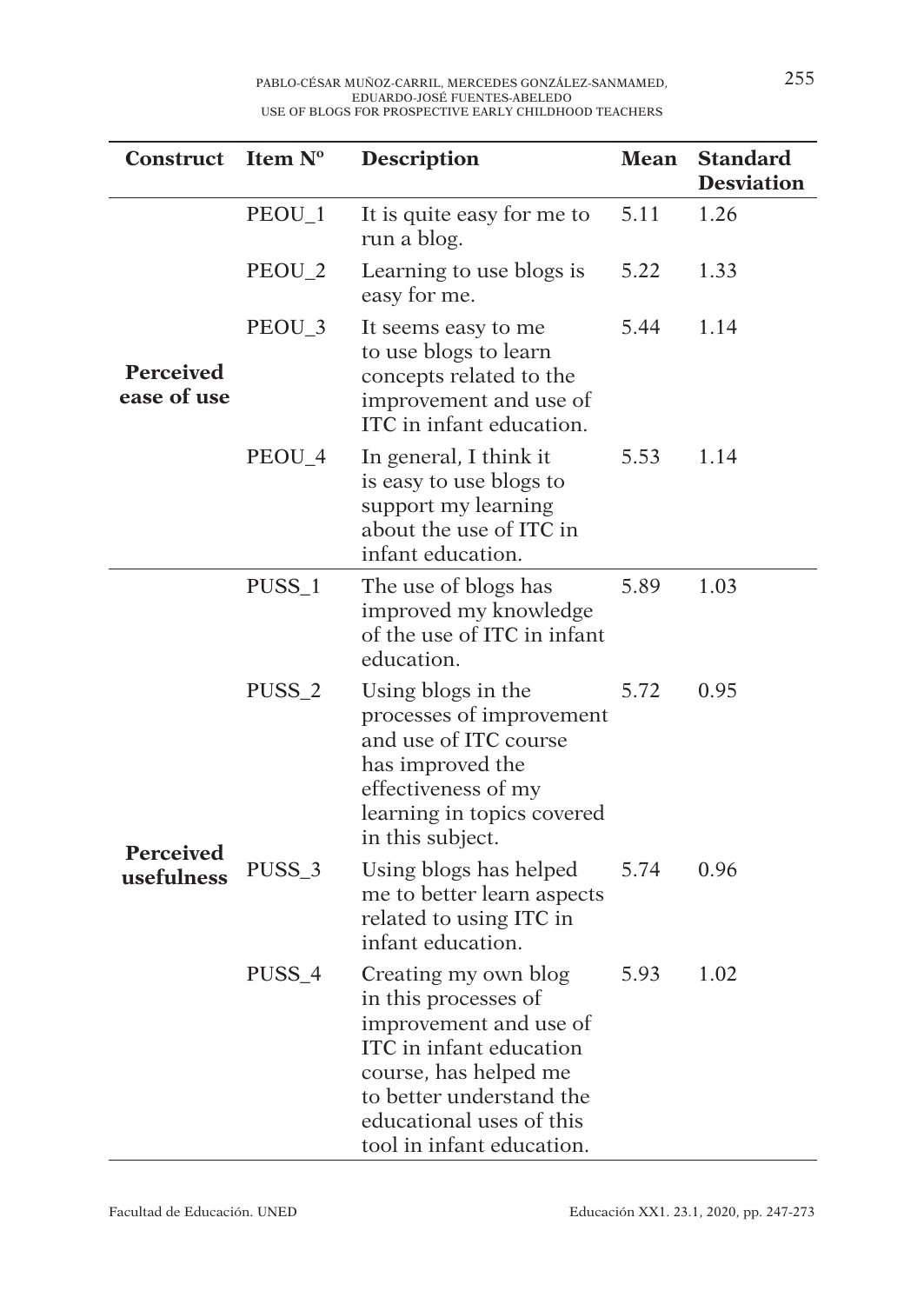| Construct | Item Nº | Description | Mean | Standard Desviation |
|---|---|---|---|---|
| **Perceived ease of use** | PEOU_1 | It is quite easy for me to run a blog. | 5.11 | 1.26 |
| | PEOU_2 | Learning to use blogs is easy for me. | 5.22 | 1.33 |
| | PEOU_3 | It seems easy to me to use blogs to learn concepts related to the improvement and use of ITC in infant education. | 5.44 | 1.14 |
| | PEOU_4 | In general, I think it is easy to use blogs to support my learning about the use of ITC in infant education. | 5.53 | 1.14 |
| **Perceived usefulness** | PUSS_1 | The use of blogs has improved my knowledge of the use of ITC in infant education. | 5.89 | 1.03 |
| | PUSS_2 | Using blogs in the processes of improvement and use of ITC course has improved the effectiveness of my learning in topics covered in this subject. | 5.72 | 0.95 |
| | PUSS_3 | Using blogs has helped me to better learn aspects related to using ITC in infant education. | 5.74 | 0.96 |
| | PUSS_4 | Creating my own blog in this processes of improvement and use of ITC in infant education course, has helped me to better understand the educational uses of this tool in infant education. | 5.93 | 1.02 |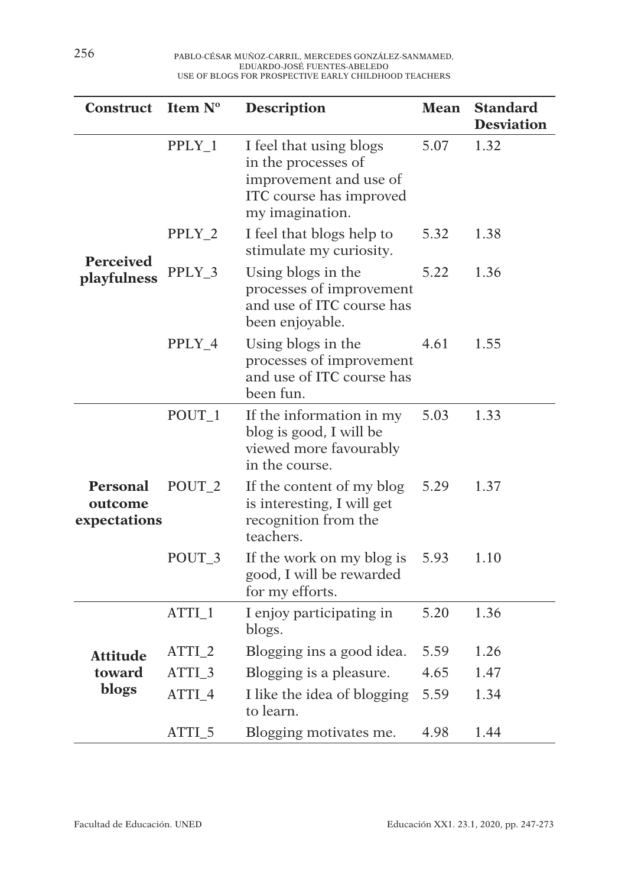| Construct | Item Nº | Description | Mean | Standard Desviation |
|---|---|---|---|---|
| **Perceived playfulness** | PPLY_1 | I feel that using blogs in the processes of improvement and use of ITC course has improved my imagination. | 5.07 | 1.32 |
| | PPLY_2 | I feel that blogs help to stimulate my curiosity. | 5.32 | 1.38 |
| | PPLY_3 | Using blogs in the processes of improvement and use of ITC course has been enjoyable. | 5.22 | 1.36 |
| | PPLY_4 | Using blogs in the processes of improvement and use of ITC course has been fun. | 4.61 | 1.55 |
| **Personal outcome expectations** | POUT_1 | If the information in my blog is good, I will be viewed more favourably in the course. | 5.03 | 1.33 |
| | POUT_2 | If the content of my blog is interesting, I will get recognition from the teachers. | 5.29 | 1.37 |
| | POUT_3 | If the work on my blog is good, I will be rewarded for my efforts. | 5.93 | 1.10 |
| **Attitude toward blogs** | ATTI_1 | I enjoy participating in blogs. | 5.20 | 1.36 |
| | ATTI_2 | Blogging ins a good idea. | 5.59 | 1.26 |
| | ATTI_3 | Blogging is a pleasure. | 4.65 | 1.47 |
| | ATTI_4 | I like the idea of blogging to learn. | 5.59 | 1.34 |
| | ATTI_5 | Blogging motivates me. | 4.98 | 1.44 |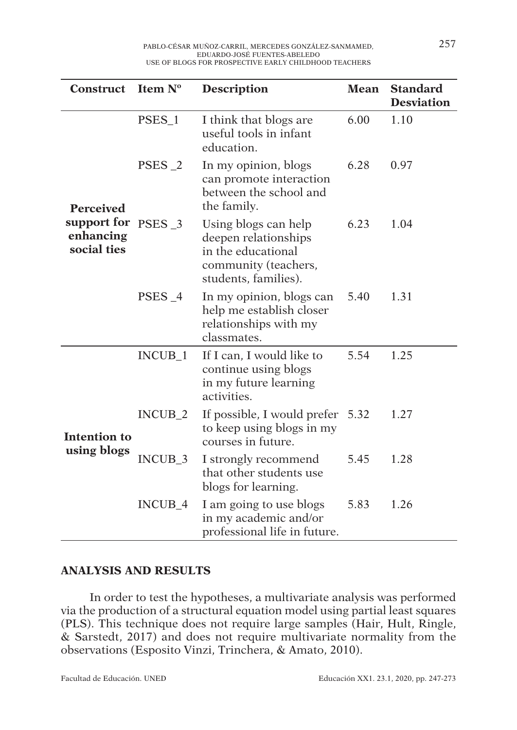| Construct | Item Nº | Description | Mean | Standard Desviation |
|---|---|---|---|---|
| **Perceived support for enhancing social ties** | PSES_1 | I think that blogs are useful tools in infant education. | 6.00 | 1.10 |
| | PSES _2 | In my opinion, blogs can promote interaction between the school and the family. | 6.28 | 0.97 |
| | PSES _3 | Using blogs can help deepen relationships in the educational community (teachers, students, families). | 6.23 | 1.04 |
| | PSES _4 | In my opinion, blogs can help me establish closer relationships with my classmates. | 5.40 | 1.31 |
| **Intention to using blogs** | INCUB_1 | If I can, I would like to continue using blogs in my future learning activities. | 5.54 | 1.25 |
| | INCUB_2 | If possible, I would prefer to keep using blogs in my courses in future. | 5.32 | 1.27 |
| | INCUB_3 | I strongly recommend that other students use blogs for learning. | 5.45 | 1.28 |
| | INCUB_4 | I am going to use blogs in my academic and/or professional life in future. | 5.83 | 1.26 |

## ANALYSIS AND RESULTS

In order to test the hypotheses, a multivariate analysis was performed via the production of a structural equation model using partial least squares (PLS). This technique does not require large samples (Hair, Hult, Ringle, & Sarstedt, 2017) and does not require multivariate normality from the observations (Esposito Vinzi, Trinchera, & Amato, 2010).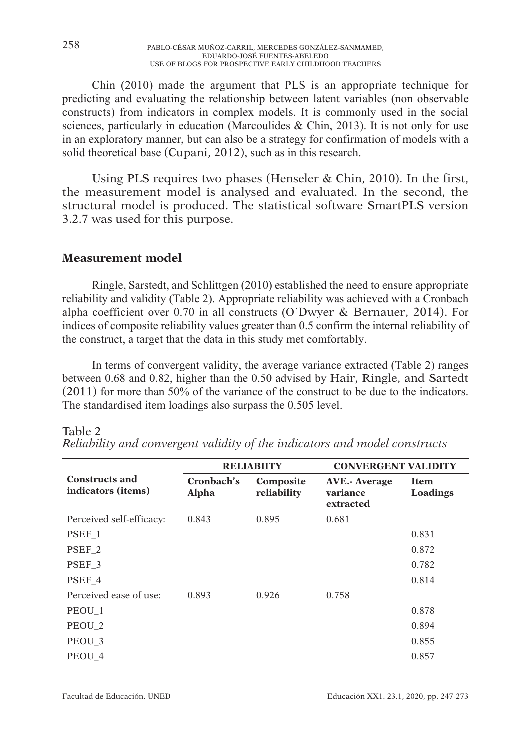Chin (2010) made the argument that PLS is an appropriate technique for predicting and evaluating the relationship between latent variables (non observable constructs) from indicators in complex models. It is commonly used in the social sciences, particularly in education (Marcoulides & Chin, 2013). It is not only for use in an exploratory manner, but can also be a strategy for confirmation of models with a solid theoretical base (Cupani, 2012), such as in this research.

Using PLS requires two phases (Henseler & Chin, 2010). In the first, the measurement model is analysed and evaluated. In the second, the structural model is produced. The statistical software SmartPLS version 3.2.7 was used for this purpose.

## Measurement model

Ringle, Sarstedt, and Schlittgen (2010) established the need to ensure appropriate reliability and validity (Table 2). Appropriate reliability was achieved with a Cronbach alpha coefficient over 0.70 in all constructs (O´Dwyer & Bernauer, 2014). For indices of composite reliability values greater than 0.5 confirm the internal reliability of the construct, a target that the data in this study met comfortably.

In terms of convergent validity, the average variance extracted (Table 2) ranges between 0.68 and 0.82, higher than the 0.50 advised by Hair, Ringle, and Sartedt (2011) for more than 50% of the variance of the construct to be due to the indicators. The standardised item loadings also surpass the 0.505 level.

Table 2
*Reliability and convergent validity of the indicators and model constructs*

| Constructs and indicators (items) | RELIABIITY | | CONVERGENT VALIDITY | |
|---|---|---|---|---|
| | Cronbach's Alpha | Composite reliability | AVE.- Average variance extracted | Item Loadings |
| Perceived self-efficacy: | 0.843 | 0.895 | 0.681 | |
| PSEF_1 | | | | 0.831 |
| PSEF_2 | | | | 0.872 |
| PSEF_3 | | | | 0.782 |
| PSEF_4 | | | | 0.814 |
| Perceived ease of use: | 0.893 | 0.926 | 0.758 | |
| PEOU_1 | | | | 0.878 |
| PEOU_2 | | | | 0.894 |
| PEOU_3 | | | | 0.855 |
| PEOU_4 | | | | 0.857 |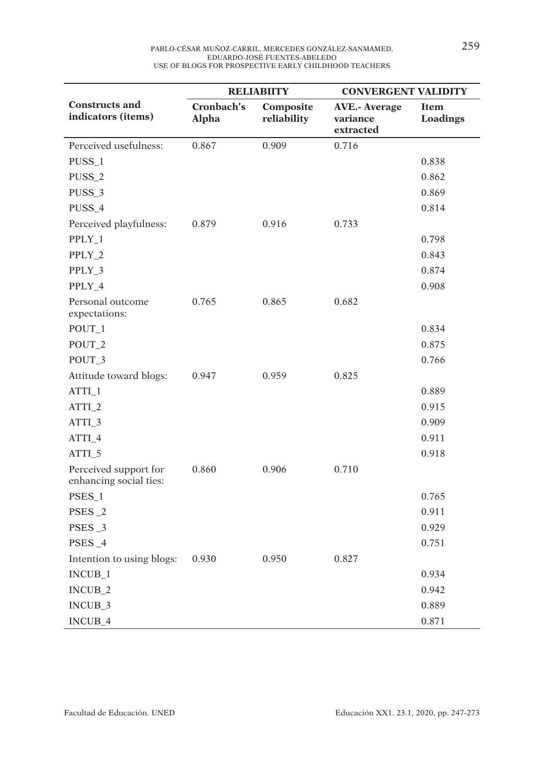| Constructs and indicators (items) | RELIABIITY | | CONVERGENT VALIDITY | |
|---|---|---|---|---|
| | Cronbach's Alpha | Composite reliability | AVE.- Average variance extracted | Item Loadings |
| Perceived usefulness: | 0.867 | 0.909 | 0.716 | |
| PUSS_1 | | | | 0.838 |
| PUSS_2 | | | | 0.862 |
| PUSS_3 | | | | 0.869 |
| PUSS_4 | | | | 0.814 |
| Perceived playfulness: | 0.879 | 0.916 | 0.733 | |
| PPLY_1 | | | | 0.798 |
| PPLY_2 | | | | 0.843 |
| PPLY_3 | | | | 0.874 |
| PPLY_4 | | | | 0.908 |
| Personal outcome expectations: | 0.765 | 0.865 | 0.682 | |
| POUT_1 | | | | 0.834 |
| POUT_2 | | | | 0.875 |
| POUT_3 | | | | 0.766 |
| Attitude toward blogs: | 0.947 | 0.959 | 0.825 | |
| ATTI_1 | | | | 0.889 |
| ATTI_2 | | | | 0.915 |
| ATTI_3 | | | | 0.909 |
| ATTI_4 | | | | 0.911 |
| ATTI_5 | | | | 0.918 |
| Perceived support for enhancing social ties: | 0.860 | 0.906 | 0.710 | |
| PSES_1 | | | | 0.765 |
| PSES _2 | | | | 0.911 |
| PSES _3 | | | | 0.929 |
| PSES _4 | | | | 0.751 |
| Intention to using blogs: | 0.930 | 0.950 | 0.827 | |
| INCUB_1 | | | | 0.934 |
| INCUB_2 | | | | 0.942 |
| INCUB_3 | | | | 0.889 |
| INCUB_4 | | | | 0.871 |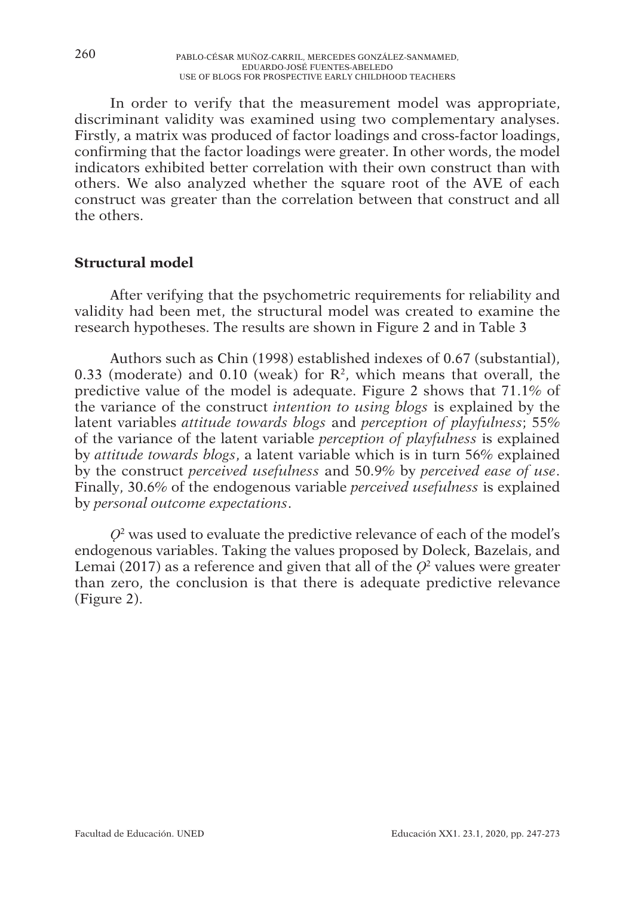In order to verify that the measurement model was appropriate, discriminant validity was examined using two complementary analyses. Firstly, a matrix was produced of factor loadings and cross-factor loadings, confirming that the factor loadings were greater. In other words, the model indicators exhibited better correlation with their own construct than with others. We also analyzed whether the square root of the AVE of each construct was greater than the correlation between that construct and all the others.

## Structural model

After verifying that the psychometric requirements for reliability and validity had been met, the structural model was created to examine the research hypotheses. The results are shown in Figure 2 and in Table 3

Authors such as Chin (1998) established indexes of 0.67 (substantial), 0.33 (moderate) and 0.10 (weak) for $R^2$, which means that overall, the predictive value of the model is adequate. Figure 2 shows that 71.1% of the variance of the construct *intention to using blogs* is explained by the latent variables *attitude towards blogs* and *perception of playfulness*; 55% of the variance of the latent variable *perception of playfulness* is explained by *attitude towards blogs*, a latent variable which is in turn 56% explained by the construct *perceived usefulness* and 50.9% by *perceived ease of use*. Finally, 30.6% of the endogenous variable *perceived usefulness* is explained by *personal outcome expectations*.

$Q^2$ was used to evaluate the predictive relevance of each of the model's endogenous variables. Taking the values proposed by Doleck, Bazelais, and Lemai (2017) as a reference and given that all of the $Q^2$ values were greater than zero, the conclusion is that there is adequate predictive relevance (Figure 2).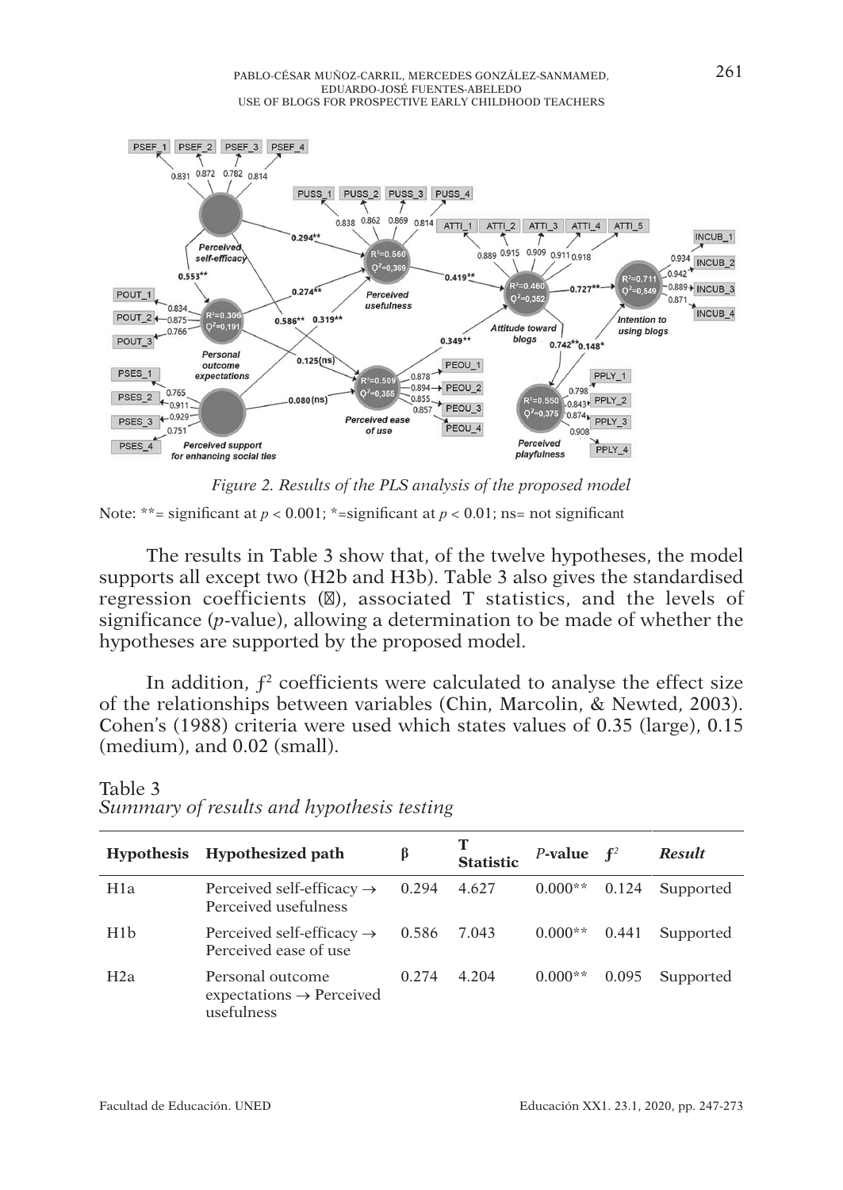*Figure 2. Results of the PLS analysis of the proposed model*

Note: ** = significant at $p < 0.001$; *=significant at $p < 0.01$; ns= not significant

The results in Table 3 show that, of the twelve hypotheses, the model supports all except two (H2b and H3b). Table 3 also gives the standardised regression coefficients (β), associated T statistics, and the levels of significance (*p*-value), allowing a determination to be made of whether the hypotheses are supported by the proposed model.

In addition, $f^2$ coefficients were calculated to analyse the effect size of the relationships between variables (Chin, Marcolin, & Newted, 2003). Cohen's (1988) criteria were used which states values of 0.35 (large), 0.15 (medium), and 0.02 (small).

Table 3
*Summary of results and hypothesis testing*

| Hypothesis | Hypothesized path | β | T Statistic | *P*-value | $f^2$ | *Result* |
|---|---|---|---|---|---|---|
| H1a | Perceived self-efficacy → Perceived usefulness | 0.294 | 4.627 | 0.000** | 0.124 | Supported |
| H1b | Perceived self-efficacy → Perceived ease of use | 0.586 | 7.043 | 0.000** | 0.441 | Supported |
| H2a | Personal outcome expectations → Perceived usefulness | 0.274 | 4.204 | 0.000** | 0.095 | Supported |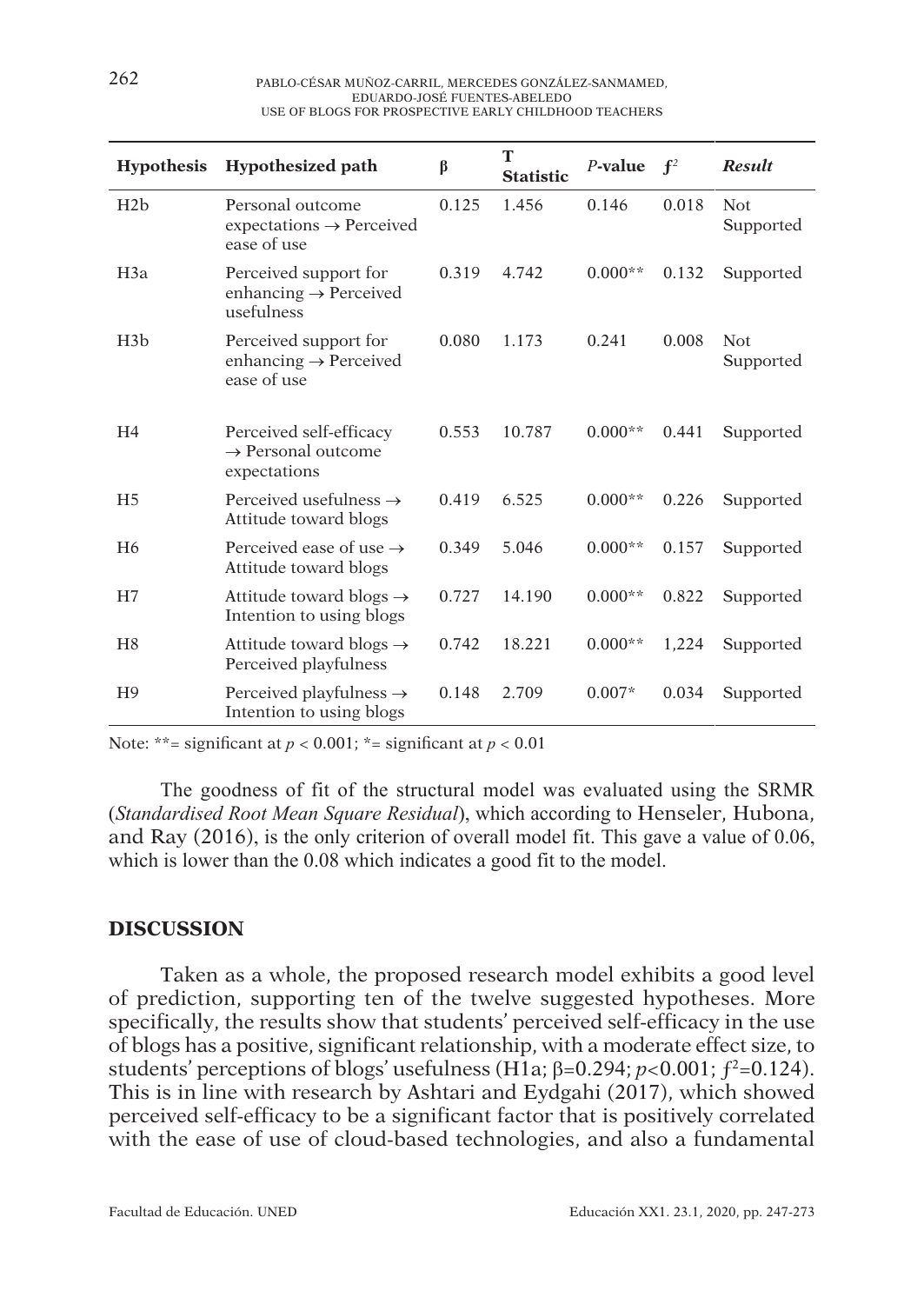| Hypothesis | Hypothesized path | β | T Statistic | *P*-value | $f^2$ | *Result* |
|---|---|---|---|---|---|---|
| H2b | Personal outcome expectations → Perceived ease of use | 0.125 | 1.456 | 0.146 | 0.018 | Not Supported |
| H3a | Perceived support for enhancing → Perceived usefulness | 0.319 | 4.742 | 0.000** | 0.132 | Supported |
| H3b | Perceived support for enhancing → Perceived ease of use | 0.080 | 1.173 | 0.241 | 0.008 | Not Supported |
| H4 | Perceived self-efficacy → Personal outcome expectations | 0.553 | 10.787 | 0.000** | 0.441 | Supported |
| H5 | Perceived usefulness → Attitude toward blogs | 0.419 | 6.525 | 0.000** | 0.226 | Supported |
| H6 | Perceived ease of use → Attitude toward blogs | 0.349 | 5.046 | 0.000** | 0.157 | Supported |
| H7 | Attitude toward blogs → Intention to using blogs | 0.727 | 14.190 | 0.000** | 0.822 | Supported |
| H8 | Attitude toward blogs → Perceived playfulness | 0.742 | 18.221 | 0.000** | 1,224 | Supported |
| H9 | Perceived playfulness → Intention to using blogs | 0.148 | 2.709 | 0.007* | 0.034 | Supported |

Note: **= significant at $p < 0.001$; *= significant at $p < 0.01$

The goodness of fit of the structural model was evaluated using the SRMR (*Standardised Root Mean Square Residual*), which according to Henseler, Hubona, and Ray (2016), is the only criterion of overall model fit. This gave a value of 0.06, which is lower than the 0.08 which indicates a good fit to the model.

## DISCUSSION

Taken as a whole, the proposed research model exhibits a good level of prediction, supporting ten of the twelve suggested hypotheses. More specifically, the results show that students' perceived self-efficacy in the use of blogs has a positive, significant relationship, with a moderate effect size, to students' perceptions of blogs' usefulness (H1a; $\beta$=0.294; $p$<0.001; $f^2$=0.124). This is in line with research by Ashtari and Eydgahi (2017), which showed perceived self-efficacy to be a significant factor that is positively correlated with the ease of use of cloud-based technologies, and also a fundamental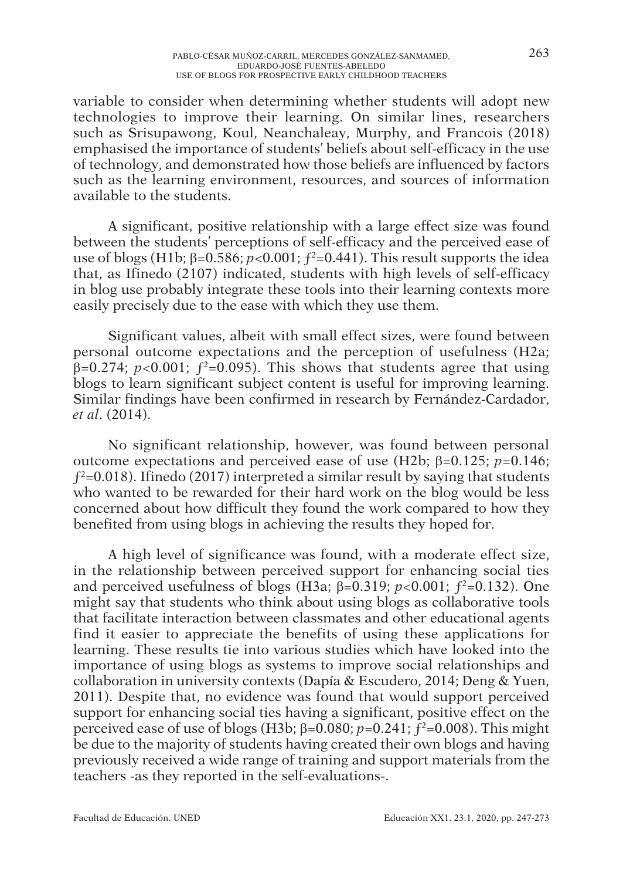variable to consider when determining whether students will adopt new technologies to improve their learning. On similar lines, researchers such as Srisupawong, Koul, Neanchaleay, Murphy, and Francois (2018) emphasised the importance of students' beliefs about self-efficacy in the use of technology, and demonstrated how those beliefs are influenced by factors such as the learning environment, resources, and sources of information available to the students.

A significant, positive relationship with a large effect size was found between the students' perceptions of self-efficacy and the perceived ease of use of blogs (H1b; $\beta$=0.586; $p$<0.001; $f^2$=0.441). This result supports the idea that, as Ifinedo (2107) indicated, students with high levels of self-efficacy in blog use probably integrate these tools into their learning contexts more easily precisely due to the ease with which they use them.

Significant values, albeit with small effect sizes, were found between personal outcome expectations and the perception of usefulness (H2a; $\beta$=0.274; $p$<0.001; $f^2$=0.095). This shows that students agree that using blogs to learn significant subject content is useful for improving learning. Similar findings have been confirmed in research by Fernández-Cardador, *et al*. (2014).

No significant relationship, however, was found between personal outcome expectations and perceived ease of use (H2b; $\beta$=0.125; $p$=0.146; $f^2$=0.018). Ifinedo (2017) interpreted a similar result by saying that students who wanted to be rewarded for their hard work on the blog would be less concerned about how difficult they found the work compared to how they benefited from using blogs in achieving the results they hoped for.

A high level of significance was found, with a moderate effect size, in the relationship between perceived support for enhancing social ties and perceived usefulness of blogs (H3a; $\beta$=0.319; $p$<0.001; $f^2$=0.132). One might say that students who think about using blogs as collaborative tools that facilitate interaction between classmates and other educational agents find it easier to appreciate the benefits of using these applications for learning. These results tie into various studies which have looked into the importance of using blogs as systems to improve social relationships and collaboration in university contexts (Dapía & Escudero, 2014; Deng & Yuen, 2011). Despite that, no evidence was found that would support perceived support for enhancing social ties having a significant, positive effect on the perceived ease of use of blogs (H3b; $\beta$=0.080; $p$=0.241; $f^2$=0.008). This might be due to the majority of students having created their own blogs and having previously received a wide range of training and support materials from the teachers -as they reported in the self-evaluations-.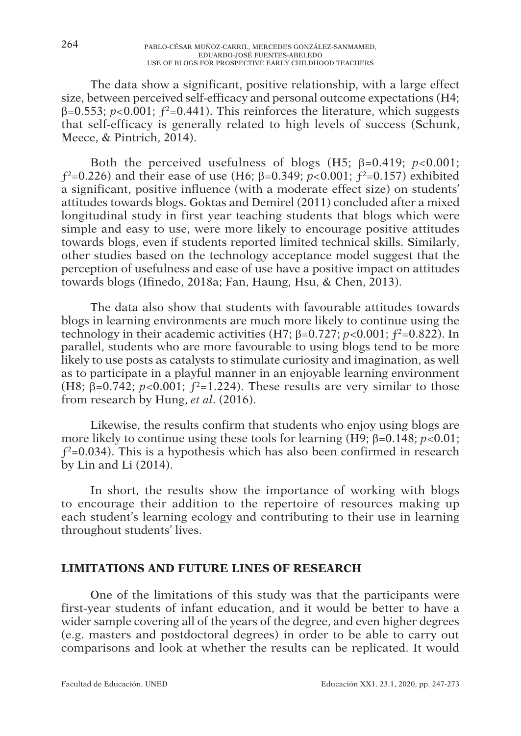The data show a significant, positive relationship, with a large effect size, between perceived self-efficacy and personal outcome expectations (H4; $\beta=0.553$; $p<0.001$; $f^2=0.441$). This reinforces the literature, which suggests that self-efficacy is generally related to high levels of success (Schunk, Meece, & Pintrich, 2014).

Both the perceived usefulness of blogs (H5; $\beta=0.419$; $p<0.001$; $f^2=0.226$) and their ease of use (H6; $\beta=0.349$; $p<0.001$; $f^2=0.157$) exhibited a significant, positive influence (with a moderate effect size) on students' attitudes towards blogs. Goktas and Demirel (2011) concluded after a mixed longitudinal study in first year teaching students that blogs which were simple and easy to use, were more likely to encourage positive attitudes towards blogs, even if students reported limited technical skills. Similarly, other studies based on the technology acceptance model suggest that the perception of usefulness and ease of use have a positive impact on attitudes towards blogs (Ifinedo, 2018a; Fan, Haung, Hsu, & Chen, 2013).

The data also show that students with favourable attitudes towards blogs in learning environments are much more likely to continue using the technology in their academic activities (H7; $\beta=0.727$; $p<0.001$; $f^2=0.822$). In parallel, students who are more favourable to using blogs tend to be more likely to use posts as catalysts to stimulate curiosity and imagination, as well as to participate in a playful manner in an enjoyable learning environment (H8; $\beta=0.742$; $p<0.001$; $f^2=1.224$). These results are very similar to those from research by Hung, *et al*. (2016).

Likewise, the results confirm that students who enjoy using blogs are more likely to continue using these tools for learning (H9; $\beta=0.148$; $p<0.01$; $f^2=0.034$). This is a hypothesis which has also been confirmed in research by Lin and Li (2014).

In short, the results show the importance of working with blogs to encourage their addition to the repertoire of resources making up each student's learning ecology and contributing to their use in learning throughout students' lives.

## LIMITATIONS AND FUTURE LINES OF RESEARCH

One of the limitations of this study was that the participants were first-year students of infant education, and it would be better to have a wider sample covering all of the years of the degree, and even higher degrees (e.g. masters and postdoctoral degrees) in order to be able to carry out comparisons and look at whether the results can be replicated. It would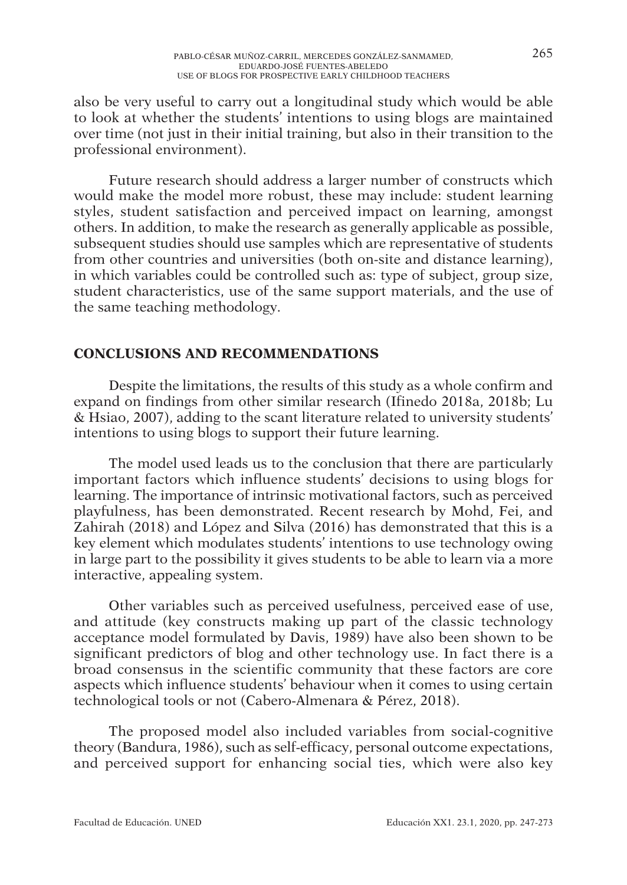also be very useful to carry out a longitudinal study which would be able to look at whether the students' intentions to using blogs are maintained over time (not just in their initial training, but also in their transition to the professional environment).

Future research should address a larger number of constructs which would make the model more robust, these may include: student learning styles, student satisfaction and perceived impact on learning, amongst others. In addition, to make the research as generally applicable as possible, subsequent studies should use samples which are representative of students from other countries and universities (both on-site and distance learning), in which variables could be controlled such as: type of subject, group size, student characteristics, use of the same support materials, and the use of the same teaching methodology.

## CONCLUSIONS AND RECOMMENDATIONS

Despite the limitations, the results of this study as a whole confirm and expand on findings from other similar research (Ifinedo 2018a, 2018b; Lu & Hsiao, 2007), adding to the scant literature related to university students' intentions to using blogs to support their future learning.

The model used leads us to the conclusion that there are particularly important factors which influence students' decisions to using blogs for learning. The importance of intrinsic motivational factors, such as perceived playfulness, has been demonstrated. Recent research by Mohd, Fei, and Zahirah (2018) and López and Silva (2016) has demonstrated that this is a key element which modulates students' intentions to use technology owing in large part to the possibility it gives students to be able to learn via a more interactive, appealing system.

Other variables such as perceived usefulness, perceived ease of use, and attitude (key constructs making up part of the classic technology acceptance model formulated by Davis, 1989) have also been shown to be significant predictors of blog and other technology use. In fact there is a broad consensus in the scientific community that these factors are core aspects which influence students' behaviour when it comes to using certain technological tools or not (Cabero-Almenara & Pérez, 2018).

The proposed model also included variables from social-cognitive theory (Bandura, 1986), such as self-efficacy, personal outcome expectations, and perceived support for enhancing social ties, which were also key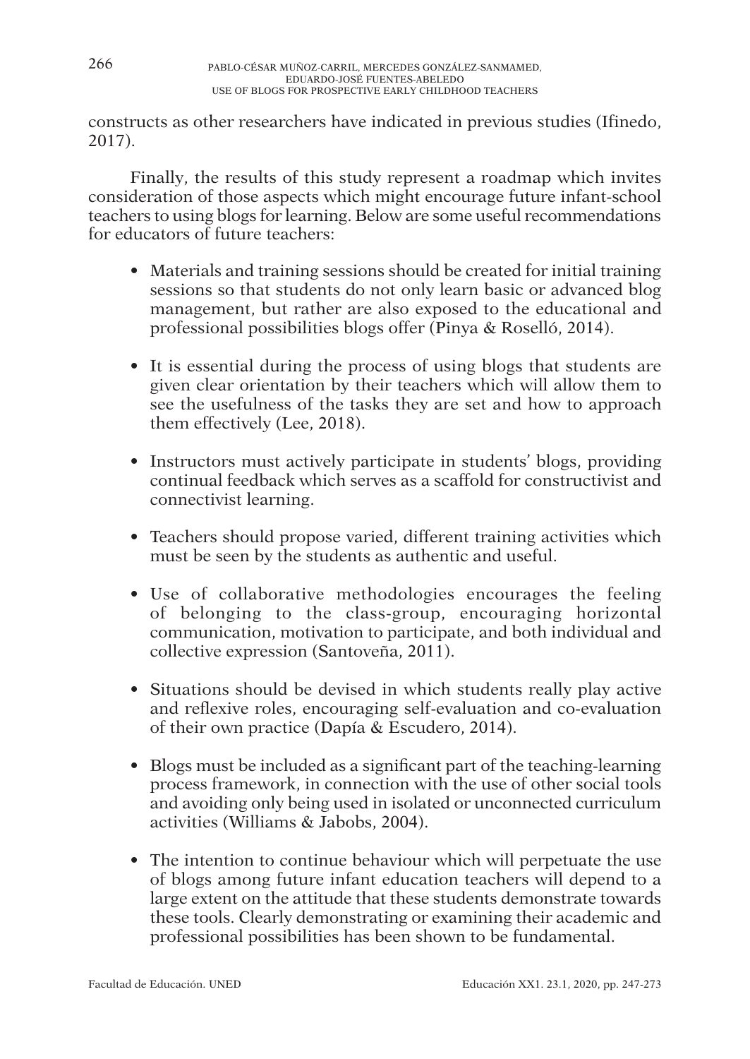constructs as other researchers have indicated in previous studies (Ifinedo, 2017).

Finally, the results of this study represent a roadmap which invites consideration of those aspects which might encourage future infant-school teachers to using blogs for learning. Below are some useful recommendations for educators of future teachers:

- Materials and training sessions should be created for initial training sessions so that students do not only learn basic or advanced blog management, but rather are also exposed to the educational and professional possibilities blogs offer (Pinya & Roselló, 2014).

- It is essential during the process of using blogs that students are given clear orientation by their teachers which will allow them to see the usefulness of the tasks they are set and how to approach them effectively (Lee, 2018).

- Instructors must actively participate in students' blogs, providing continual feedback which serves as a scaffold for constructivist and connectivist learning.

- Teachers should propose varied, different training activities which must be seen by the students as authentic and useful.

- Use of collaborative methodologies encourages the feeling of belonging to the class-group, encouraging horizontal communication, motivation to participate, and both individual and collective expression (Santoveña, 2011).

- Situations should be devised in which students really play active and reflexive roles, encouraging self-evaluation and co-evaluation of their own practice (Dapía & Escudero, 2014).

- Blogs must be included as a significant part of the teaching-learning process framework, in connection with the use of other social tools and avoiding only being used in isolated or unconnected curriculum activities (Williams & Jabobs, 2004).

- The intention to continue behaviour which will perpetuate the use of blogs among future infant education teachers will depend to a large extent on the attitude that these students demonstrate towards these tools. Clearly demonstrating or examining their academic and professional possibilities has been shown to be fundamental.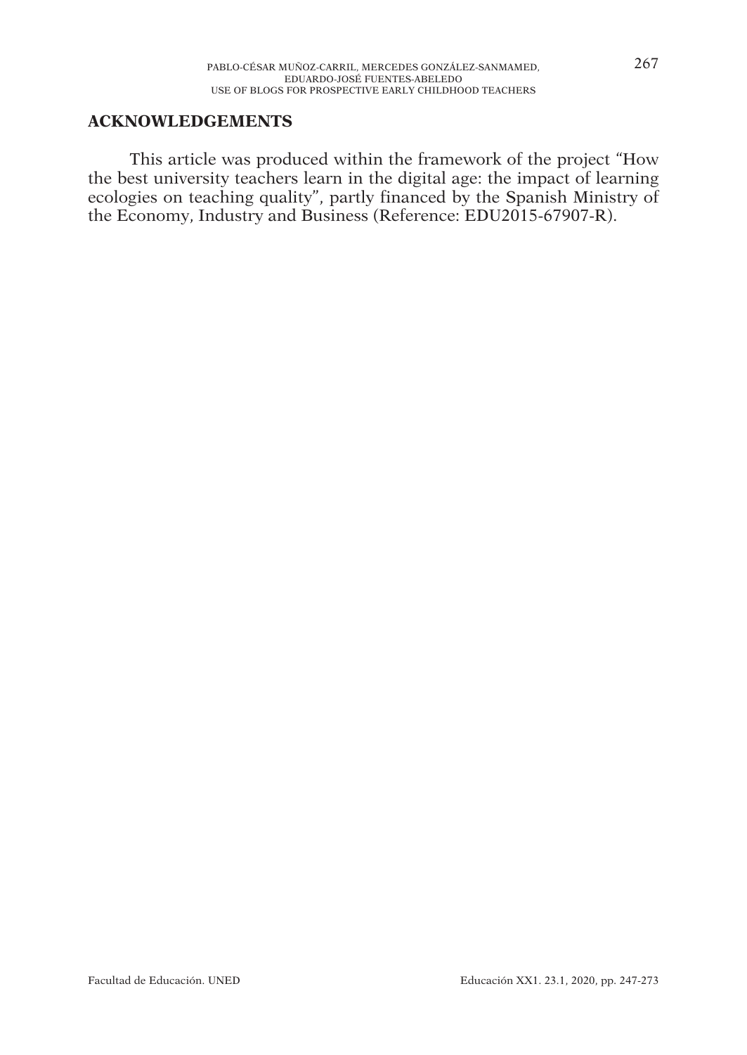## ACKNOWLEDGEMENTS

This article was produced within the framework of the project "How the best university teachers learn in the digital age: the impact of learning ecologies on teaching quality", partly financed by the Spanish Ministry of the Economy, Industry and Business (Reference: EDU2015-67907-R).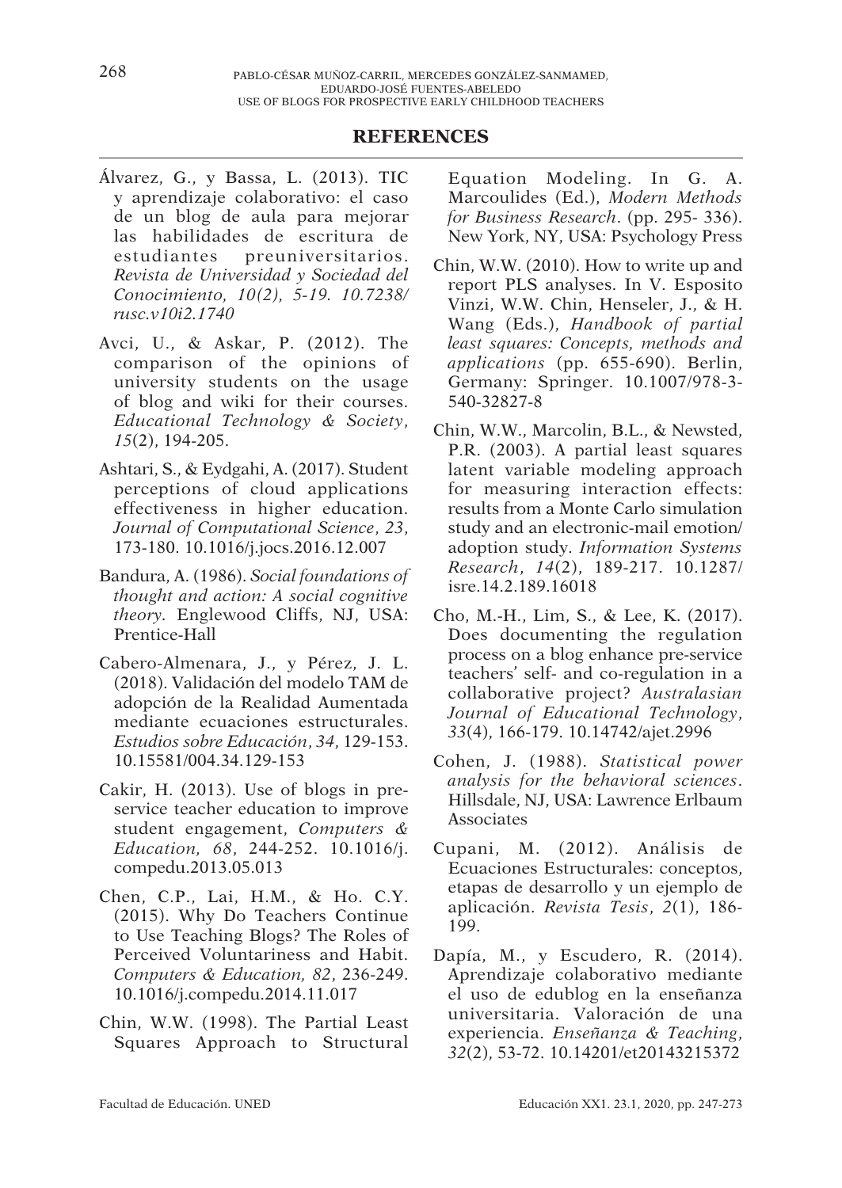## REFERENCES

Álvarez, G., y Bassa, L. (2013). TIC y aprendizaje colaborativo: el caso de un blog de aula para mejorar las habilidades de escritura de estudiantes preuniversitarios. *Revista de Universidad y Sociedad del Conocimiento, 10(2), 5-19. 10.7238/rusc.v10i2.1740*

Avci, U., & Askar, P. (2012). The comparison of the opinions of university students on the usage of blog and wiki for their courses. *Educational Technology & Society*, *15*(2), 194-205.

Ashtari, S., & Eydgahi, A. (2017). Student perceptions of cloud applications effectiveness in higher education. *Journal of Computational Science*, *23*, 173-180. 10.1016/j.jocs.2016.12.007

Bandura, A. (1986). *Social foundations of thought and action: A social cognitive theory*. Englewood Cliffs, NJ, USA: Prentice-Hall

Cabero-Almenara, J., y Pérez, J. L. (2018). Validación del modelo TAM de adopción de la Realidad Aumentada mediante ecuaciones estructurales. *Estudios sobre Educación*, *34*, 129-153. 10.15581/004.34.129-153

Cakir, H. (2013). Use of blogs in pre-service teacher education to improve student engagement, *Computers & Education*, *68*, 244-252. 10.1016/j.compedu.2013.05.013

Chen, C.P., Lai, H.M., & Ho. C.Y. (2015). Why Do Teachers Continue to Use Teaching Blogs? The Roles of Perceived Voluntariness and Habit. *Computers & Education, 82*, 236-249. 10.1016/j.compedu.2014.11.017

Chin, W.W. (1998). The Partial Least Squares Approach to Structural Equation Modeling. In G. A. Marcoulides (Ed.), *Modern Methods for Business Research*. (pp. 295- 336). New York, NY, USA: Psychology Press

Chin, W.W. (2010). How to write up and report PLS analyses. In V. Esposito Vinzi, W.W. Chin, Henseler, J., & H. Wang (Eds.), *Handbook of partial least squares: Concepts, methods and applications* (pp. 655-690). Berlin, Germany: Springer. 10.1007/978-3-540-32827-8

Chin, W.W., Marcolin, B.L., & Newsted, P.R. (2003). A partial least squares latent variable modeling approach for measuring interaction effects: results from a Monte Carlo simulation study and an electronic-mail emotion/adoption study. *Information Systems Research*, *14*(2), 189-217. 10.1287/isre.14.2.189.16018

Cho, M.-H., Lim, S., & Lee, K. (2017). Does documenting the regulation process on a blog enhance pre-service teachers' self- and co-regulation in a collaborative project? *Australasian Journal of Educational Technology*, *33*(4), 166-179. 10.14742/ajet.2996

Cohen, J. (1988). *Statistical power analysis for the behavioral sciences*. Hillsdale, NJ, USA: Lawrence Erlbaum Associates

Cupani, M. (2012). Análisis de Ecuaciones Estructurales: conceptos, etapas de desarrollo y un ejemplo de aplicación. *Revista Tesis*, *2*(1), 186-199.

Dapía, M., y Escudero, R. (2014). Aprendizaje colaborativo mediante el uso de edublog en la enseñanza universitaria. Valoración de una experiencia. *Enseñanza & Teaching*, *32*(2), 53-72. 10.14201/et20143215372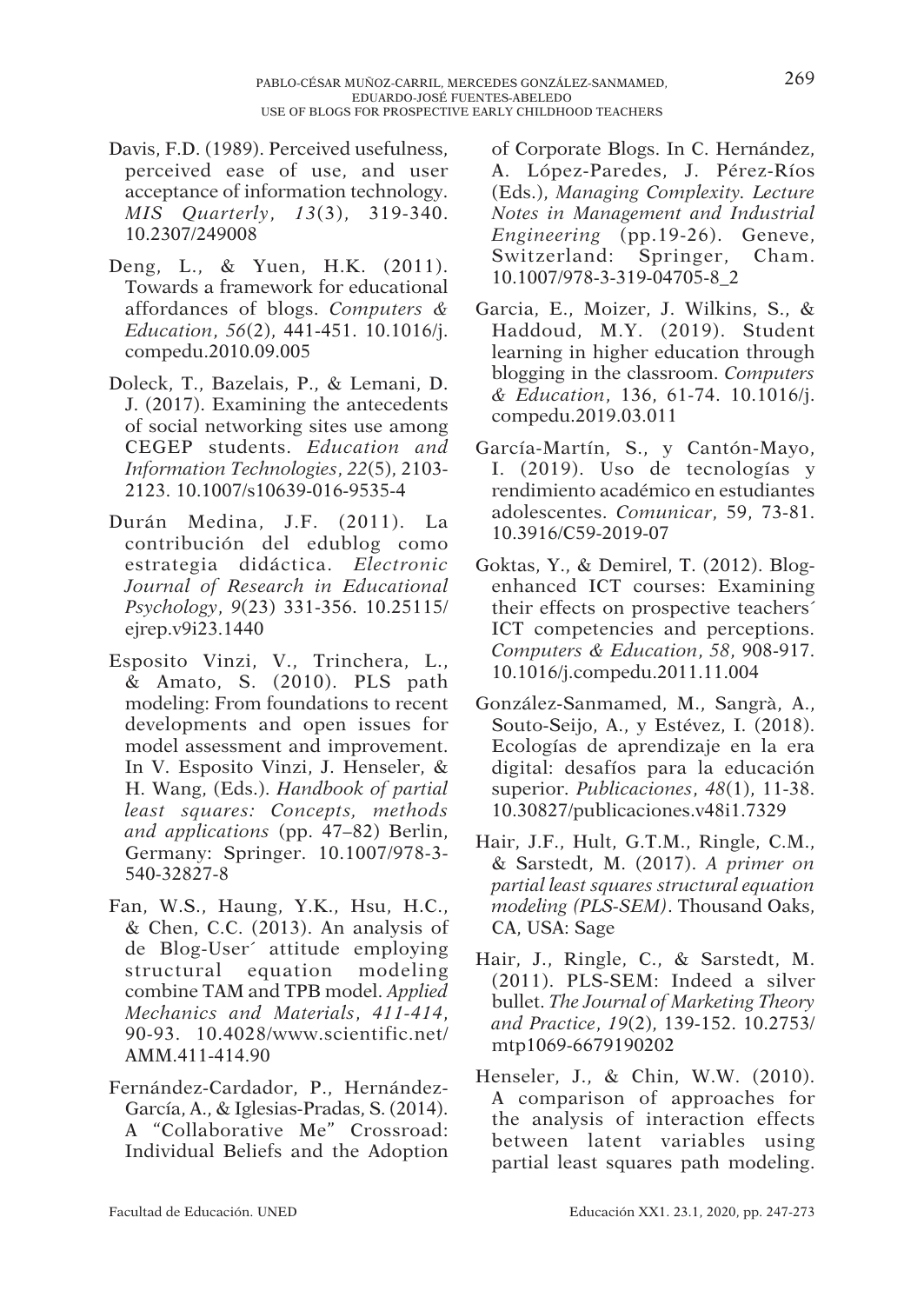Davis, F.D. (1989). Perceived usefulness, perceived ease of use, and user acceptance of information technology. *MIS Quarterly*, *13*(3), 319-340. 10.2307/249008

Deng, L., & Yuen, H.K. (2011). Towards a framework for educational affordances of blogs. *Computers & Education*, *56*(2), 441-451. 10.1016/j.compedu.2010.09.005

Doleck, T., Bazelais, P., & Lemani, D. J. (2017). Examining the antecedents of social networking sites use among CEGEP students. *Education and Information Technologies*, *22*(5), 2103-2123. 10.1007/s10639-016-9535-4

Durán Medina, J.F. (2011). La contribución del edublog como estrategia didáctica. *Electronic Journal of Research in Educational Psychology*, *9*(23) 331-356. 10.25115/ejrep.v9i23.1440

Esposito Vinzi, V., Trinchera, L., & Amato, S. (2010). PLS path modeling: From foundations to recent developments and open issues for model assessment and improvement. In V. Esposito Vinzi, J. Henseler, & H. Wang, (Eds.). *Handbook of partial least squares: Concepts, methods and applications* (pp. 47–82) Berlin, Germany: Springer. 10.1007/978-3-540-32827-8

Fan, W.S., Haung, Y.K., Hsu, H.C., & Chen, C.C. (2013). An analysis of de Blog-User´ attitude employing structural equation modeling combine TAM and TPB model. *Applied Mechanics and Materials*, *411-414*, 90-93. 10.4028/www.scientific.net/AMM.411-414.90

Fernández-Cardador, P., Hernández-García, A., & Iglesias-Pradas, S. (2014). A "Collaborative Me" Crossroad: Individual Beliefs and the Adoption of Corporate Blogs. In C. Hernández, A. López-Paredes, J. Pérez-Ríos (Eds.), *Managing Complexity. Lecture Notes in Management and Industrial Engineering* (pp.19-26). Geneve, Switzerland: Springer, Cham. 10.1007/978-3-319-04705-8_2

Garcia, E., Moizer, J. Wilkins, S., & Haddoud, M.Y. (2019). Student learning in higher education through blogging in the classroom. *Computers & Education*, 136, 61-74. 10.1016/j.compedu.2019.03.011

García-Martín, S., y Cantón-Mayo, I. (2019). Uso de tecnologías y rendimiento académico en estudiantes adolescentes. *Comunicar*, 59, 73-81. 10.3916/C59-2019-07

Goktas, Y., & Demirel, T. (2012). Blog-enhanced ICT courses: Examining their effects on prospective teachers´ ICT competencies and perceptions. *Computers & Education*, *58*, 908-917. 10.1016/j.compedu.2011.11.004

González-Sanmamed, M., Sangrà, A., Souto-Seijo, A., y Estévez, I. (2018). Ecologías de aprendizaje en la era digital: desafíos para la educación superior. *Publicaciones*, *48*(1), 11-38. 10.30827/publicaciones.v48i1.7329

Hair, J.F., Hult, G.T.M., Ringle, C.M., & Sarstedt, M. (2017). *A primer on partial least squares structural equation modeling (PLS-SEM)*. Thousand Oaks, CA, USA: Sage

Hair, J., Ringle, C., & Sarstedt, M. (2011). PLS-SEM: Indeed a silver bullet. *The Journal of Marketing Theory and Practice*, *19*(2), 139-152. 10.2753/mtp1069-6679190202

Henseler, J., & Chin, W.W. (2010). A comparison of approaches for the analysis of interaction effects between latent variables using partial least squares path modeling.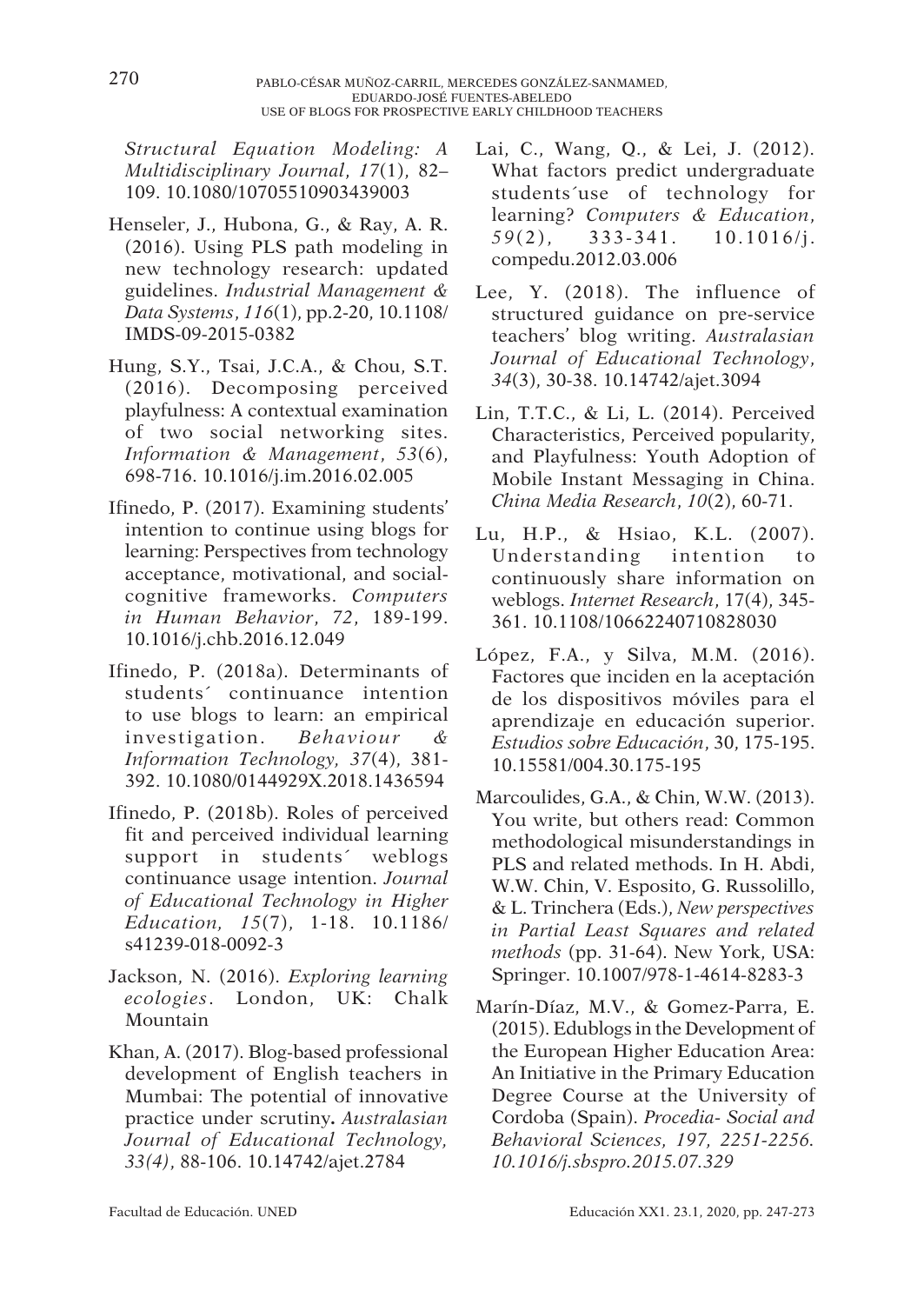*Structural Equation Modeling: A Multidisciplinary Journal*, *17*(1), 82–109. 10.1080/10705510903439003

Henseler, J., Hubona, G., & Ray, A. R. (2016). Using PLS path modeling in new technology research: updated guidelines. *Industrial Management & Data Systems*, *116*(1), pp.2-20, 10.1108/IMDS-09-2015-0382

Hung, S.Y., Tsai, J.C.A., & Chou, S.T. (2016). Decomposing perceived playfulness: A contextual examination of two social networking sites. *Information & Management*, *53*(6), 698-716. 10.1016/j.im.2016.02.005

Ifinedo, P. (2017). Examining students' intention to continue using blogs for learning: Perspectives from technology acceptance, motivational, and social-cognitive frameworks. *Computers in Human Behavior*, *72*, 189-199. 10.1016/j.chb.2016.12.049

Ifinedo, P. (2018a). Determinants of students´ continuance intention to use blogs to learn: an empirical investigation. *Behaviour & Information Technology, 37*(4), 381-392. 10.1080/0144929X.2018.1436594

Ifinedo, P. (2018b). Roles of perceived fit and perceived individual learning support in students´ weblogs continuance usage intention. *Journal of Educational Technology in Higher Education*, *15*(7), 1-18. 10.1186/s41239-018-0092-3

Jackson, N. (2016). *Exploring learning ecologies*. London, UK: Chalk Mountain

Khan, A. (2017). Blog-based professional development of English teachers in Mumbai: The potential of innovative practice under scrutiny**.** *Australasian Journal of Educational Technology, 33(4)*, 88-106. 10.14742/ajet.2784

Lai, C., Wang, Q., & Lei, J. (2012). What factors predict undergraduate students´use of technology for learning? *Computers & Education*, *59*(2), 333-341. 10.1016/j.compedu.2012.03.006

Lee, Y. (2018). The influence of structured guidance on pre-service teachers' blog writing. *Australasian Journal of Educational Technology*, *34*(3), 30-38. 10.14742/ajet.3094

Lin, T.T.C., & Li, L. (2014). Perceived Characteristics, Perceived popularity, and Playfulness: Youth Adoption of Mobile Instant Messaging in China. *China Media Research*, *10*(2), 60-71.

Lu, H.P., & Hsiao, K.L. (2007). Understanding intention to continuously share information on weblogs. *Internet Research*, 17(4), 345-361. 10.1108/10662240710828030

López, F.A., y Silva, M.M. (2016). Factores que inciden en la aceptación de los dispositivos móviles para el aprendizaje en educación superior. *Estudios sobre Educación*, 30, 175-195. 10.15581/004.30.175-195

Marcoulides, G.A., & Chin, W.W. (2013). You write, but others read: Common methodological misunderstandings in PLS and related methods. In H. Abdi, W.W. Chin, V. Esposito, G. Russolillo, & L. Trinchera (Eds.), *New perspectives in Partial Least Squares and related methods* (pp. 31-64). New York, USA: Springer. 10.1007/978-1-4614-8283-3

Marín-Díaz, M.V., & Gomez-Parra, E. (2015). Edublogs in the Development of the European Higher Education Area: An Initiative in the Primary Education Degree Course at the University of Cordoba (Spain). *Procedia- Social and Behavioral Sciences, 197, 2251-2256. 10.1016/j.sbspro.2015.07.329*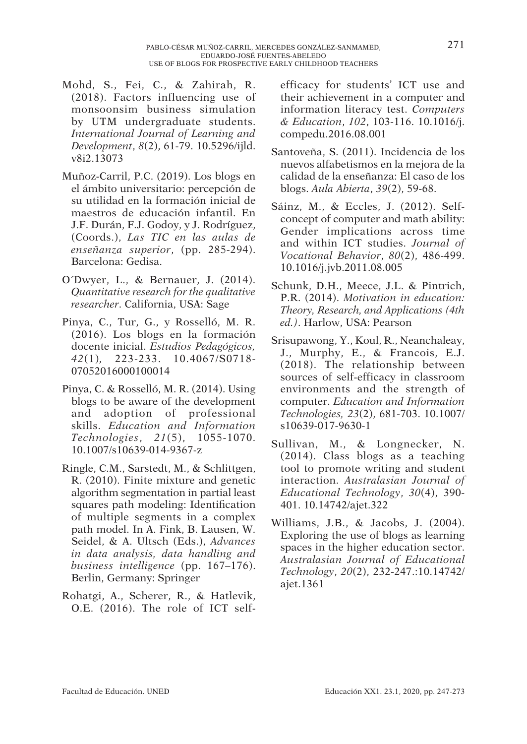Mohd, S., Fei, C., & Zahirah, R. (2018). Factors influencing use of monsoonsim business simulation by UTM undergraduate students. *International Journal of Learning and Development*, *8*(2), 61-79. 10.5296/ijld.v8i2.13073

Muñoz-Carril, P.C. (2019). Los blogs en el ámbito universitario: percepción de su utilidad en la formación inicial de maestros de educación infantil. En J.F. Durán, F.J. Godoy, y J. Rodríguez, (Coords.), *Las TIC en las aulas de enseñanza superior*, (pp. 285-294). Barcelona: Gedisa.

O´Dwyer, L., & Bernauer, J. (2014). *Quantitative research for the qualitative researcher*. California, USA: Sage

Pinya, C., Tur, G., y Rosselló, M. R. (2016). Los blogs en la formación docente inicial. *Estudios Pedagógicos, 42*(1), 223-233. 10.4067/S0718-07052016000100014

Pinya, C. & Rosselló, M. R. (2014). Using blogs to be aware of the development and adoption of professional skills. *Education and Information Technologies*, *21*(5), 1055-1070. 10.1007/s10639-014-9367-z

Ringle, C.M., Sarstedt, M., & Schlittgen, R. (2010). Finite mixture and genetic algorithm segmentation in partial least squares path modeling: Identification of multiple segments in a complex path model. In A. Fink, B. Lausen, W. Seidel, & A. Ultsch (Eds.), *Advances in data analysis, data handling and business intelligence* (pp. 167–176). Berlin, Germany: Springer

Rohatgi, A., Scherer, R., & Hatlevik, O.E. (2016). The role of ICT self-efficacy for students' ICT use and their achievement in a computer and information literacy test. *Computers & Education*, *102*, 103-116. 10.1016/j.compedu.2016.08.001

Santoveña, S. (2011). Incidencia de los nuevos alfabetismos en la mejora de la calidad de la enseñanza: El caso de los blogs. *Aula Abierta*, *39*(2), 59-68.

Sáinz, M., & Eccles, J. (2012). Self-concept of computer and math ability: Gender implications across time and within ICT studies. *Journal of Vocational Behavior*, *80*(2), 486-499. 10.1016/j.jvb.2011.08.005

Schunk, D.H., Meece, J.L. & Pintrich, P.R. (2014). *Motivation in education: Theory, Research, and Applications (4th ed.)*. Harlow, USA: Pearson

Srisupawong, Y., Koul, R., Neanchaleay, J., Murphy, E., & Francois, E.J. (2018). The relationship between sources of self-efficacy in classroom environments and the strength of computer. *Education and Information Technologies, 23*(2), 681-703. 10.1007/s10639-017-9630-1

Sullivan, M., & Longnecker, N. (2014). Class blogs as a teaching tool to promote writing and student interaction. *Australasian Journal of Educational Technology*, *30*(4), 390-401. 10.14742/ajet.322

Williams, J.B., & Jacobs, J. (2004). Exploring the use of blogs as learning spaces in the higher education sector. *Australasian Journal of Educational Technology*, *20*(2), 232-247.:10.14742/ajet.1361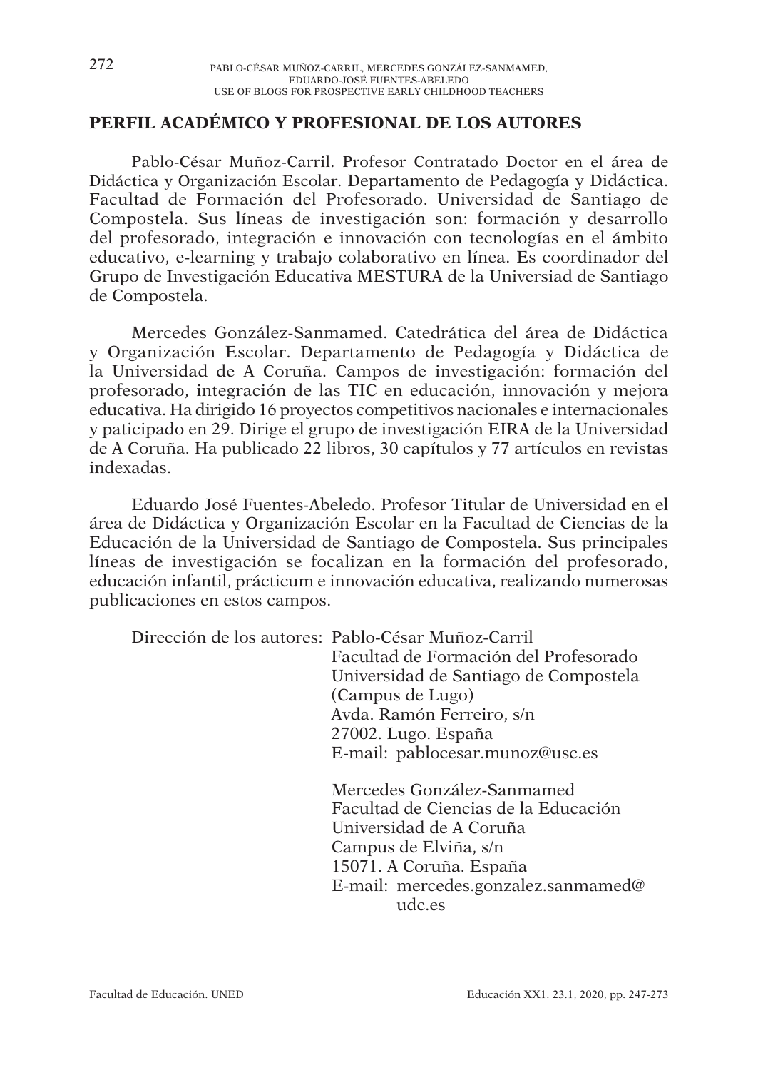## PERFIL ACADÉMICO Y PROFESIONAL DE LOS AUTORES

Pablo-César Muñoz-Carril. Profesor Contratado Doctor en el área de Didáctica y Organización Escolar. Departamento de Pedagogía y Didáctica. Facultad de Formación del Profesorado. Universidad de Santiago de Compostela. Sus líneas de investigación son: formación y desarrollo del profesorado, integración e innovación con tecnologías en el ámbito educativo, e-learning y trabajo colaborativo en línea. Es coordinador del Grupo de Investigación Educativa MESTURA de la Universiad de Santiago de Compostela.

Mercedes González-Sanmamed. Catedrática del área de Didáctica y Organización Escolar. Departamento de Pedagogía y Didáctica de la Universidad de A Coruña. Campos de investigación: formación del profesorado, integración de las TIC en educación, innovación y mejora educativa. Ha dirigido 16 proyectos competitivos nacionales e internacionales y paticipado en 29. Dirige el grupo de investigación EIRA de la Universidad de A Coruña. Ha publicado 22 libros, 30 capítulos y 77 artículos en revistas indexadas.

Eduardo José Fuentes-Abeledo. Profesor Titular de Universidad en el área de Didáctica y Organización Escolar en la Facultad de Ciencias de la Educación de la Universidad de Santiago de Compostela. Sus principales líneas de investigación se focalizan en la formación del profesorado, educación infantil, prácticum e innovación educativa, realizando numerosas publicaciones en estos campos.

Dirección de los autores: Pablo-César Muñoz-Carril
Facultad de Formación del Profesorado
Universidad de Santiago de Compostela
(Campus de Lugo)
Avda. Ramón Ferreiro, s/n
27002. Lugo. España
E-mail: pablocesar.munoz@usc.es

Mercedes González-Sanmamed
Facultad de Ciencias de la Educación
Universidad de A Coruña
Campus de Elviña, s/n
15071. A Coruña. España
E-mail: mercedes.gonzalez.sanmamed@udc.es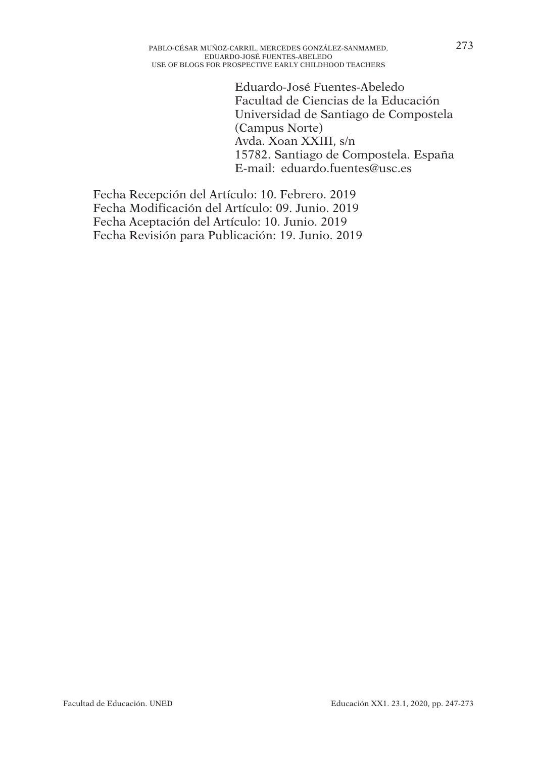Eduardo-José Fuentes-Abeledo
Facultad de Ciencias de la Educación
Universidad de Santiago de Compostela
(Campus Norte)
Avda. Xoan XXIII, s/n
15782. Santiago de Compostela. España
E-mail: eduardo.fuentes@usc.es

Fecha Recepción del Artículo: 10. Febrero. 2019
Fecha Modificación del Artículo: 09. Junio. 2019
Fecha Aceptación del Artículo: 10. Junio. 2019
Fecha Revisión para Publicación: 19. Junio. 2019